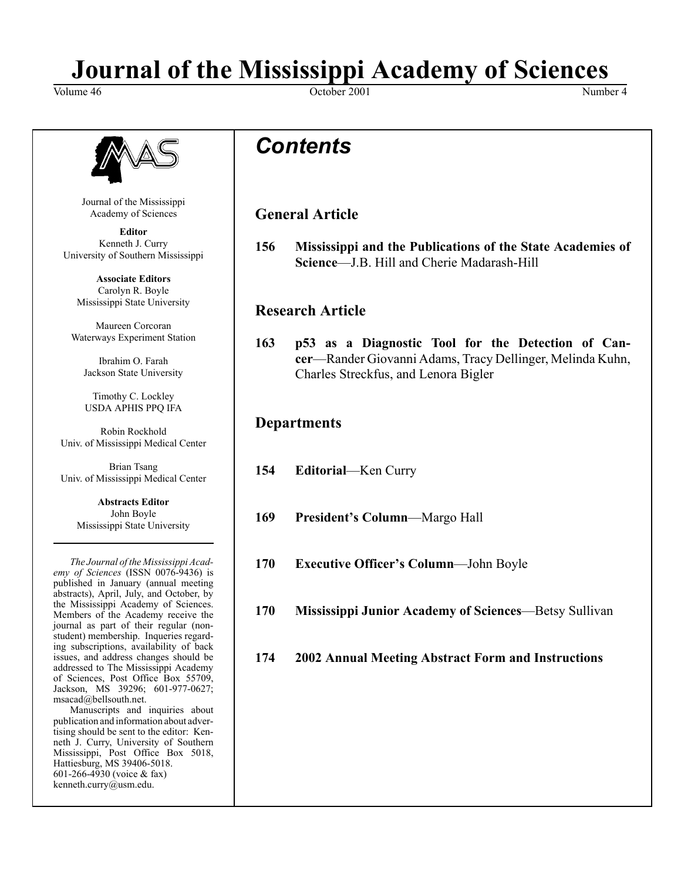# Journal of the Mississippi Academy of Sciences

Volume 46 October 2001 Number 4

Journal of the Mississippi Academy of Sciences

**Editor**
Kenneth J. Curry
University of Southern Mississippi

**Associate Editors**
Carolyn R. Boyle
Mississippi State University

Maureen Corcoran
Waterways Experiment Station

Ibrahim O. Farah
Jackson State University

Timothy C. Lockley
USDA APHIS PPQ IFA

Robin Rockhold
Univ. of Mississippi Medical Center

Brian Tsang
Univ. of Mississippi Medical Center

**Abstracts Editor**
John Boyle
Mississippi State University

---

*The Journal of the Mississippi Academy of Sciences* (ISSN 0076-9436) is published in January (annual meeting abstracts), April, July, and October, by the Mississippi Academy of Sciences. Members of the Academy receive the journal as part of their regular (non-student) membership. Inqueries regarding subscriptions, availability of back issues, and address changes should be addressed to The Mississippi Academy of Sciences, Post Office Box 55709, Jackson, MS 39296; 601-977-0627; msacad@bellsouth.net.

Manuscripts and inquiries about publication and information about advertising should be sent to the editor: Kenneth J. Curry, University of Southern Mississippi, Post Office Box 5018, Hattiesburg, MS 39406-5018. 601-266-4930 (voice & fax) kenneth.curry@usm.edu.

## *Contents*

### General Article

**156** **Mississippi and the Publications of the State Academies of Science**—J.B. Hill and Cherie Madarash-Hill

### Research Article

**163** **p53 as a Diagnostic Tool for the Detection of Cancer**—Rander Giovanni Adams, Tracy Dellinger, Melinda Kuhn, Charles Streckfus, and Lenora Bigler

### Departments

**154** **Editorial**—Ken Curry

**169** **President's Column**—Margo Hall

**170** **Executive Officer's Column**—John Boyle

**170** **Mississippi Junior Academy of Sciences**—Betsy Sullivan

**174** **2002 Annual Meeting Abstract Form and Instructions**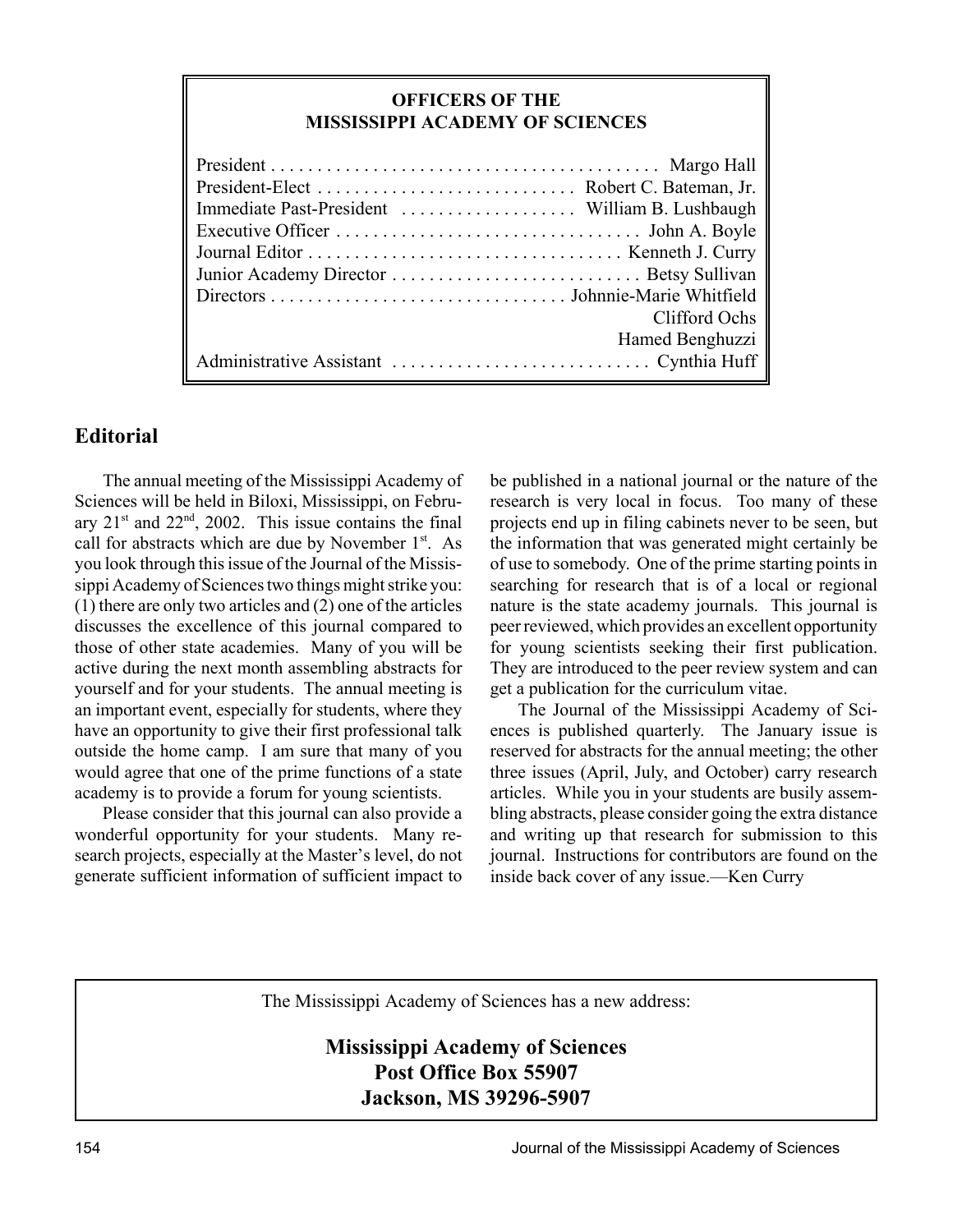**OFFICERS OF THE**
**MISSISSIPPI ACADEMY OF SCIENCES**

| | |
|---|---|
| President | Margo Hall |
| President-Elect | Robert C. Bateman, Jr. |
| Immediate Past-President | William B. Lushbaugh |
| Executive Officer | John A. Boyle |
| Journal Editor | Kenneth J. Curry |
| Junior Academy Director | Betsy Sullivan |
| Directors | Johnnie-Marie Whitfield |
| | Clifford Ochs |
| | Hamed Benghuzzi |
| Administrative Assistant | Cynthia Huff |

## Editorial

The annual meeting of the Mississippi Academy of Sciences will be held in Biloxi, Mississippi, on February 21st and 22nd, 2002. This issue contains the final call for abstracts which are due by November 1st. As you look through this issue of the Journal of the Mississippi Academy of Sciences two things might strike you: (1) there are only two articles and (2) one of the articles discusses the excellence of this journal compared to those of other state academies. Many of you will be active during the next month assembling abstracts for yourself and for your students. The annual meeting is an important event, especially for students, where they have an opportunity to give their first professional talk outside the home camp. I am sure that many of you would agree that one of the prime functions of a state academy is to provide a forum for young scientists.

Please consider that this journal can also provide a wonderful opportunity for your students. Many research projects, especially at the Master's level, do not generate sufficient information of sufficient impact to be published in a national journal or the nature of the research is very local in focus. Too many of these projects end up in filing cabinets never to be seen, but the information that was generated might certainly be of use to somebody. One of the prime starting points in searching for research that is of a local or regional nature is the state academy journals. This journal is peer reviewed, which provides an excellent opportunity for young scientists seeking their first publication. They are introduced to the peer review system and can get a publication for the curriculum vitae.

The Journal of the Mississippi Academy of Sciences is published quarterly. The January issue is reserved for abstracts for the annual meeting; the other three issues (April, July, and October) carry research articles. While you in your students are busily assembling abstracts, please consider going the extra distance and writing up that research for submission to this journal. Instructions for contributors are found on the inside back cover of any issue.—Ken Curry

The Mississippi Academy of Sciences has a new address:

**Mississippi Academy of Sciences**
**Post Office Box 55907**
**Jackson, MS 39296-5907**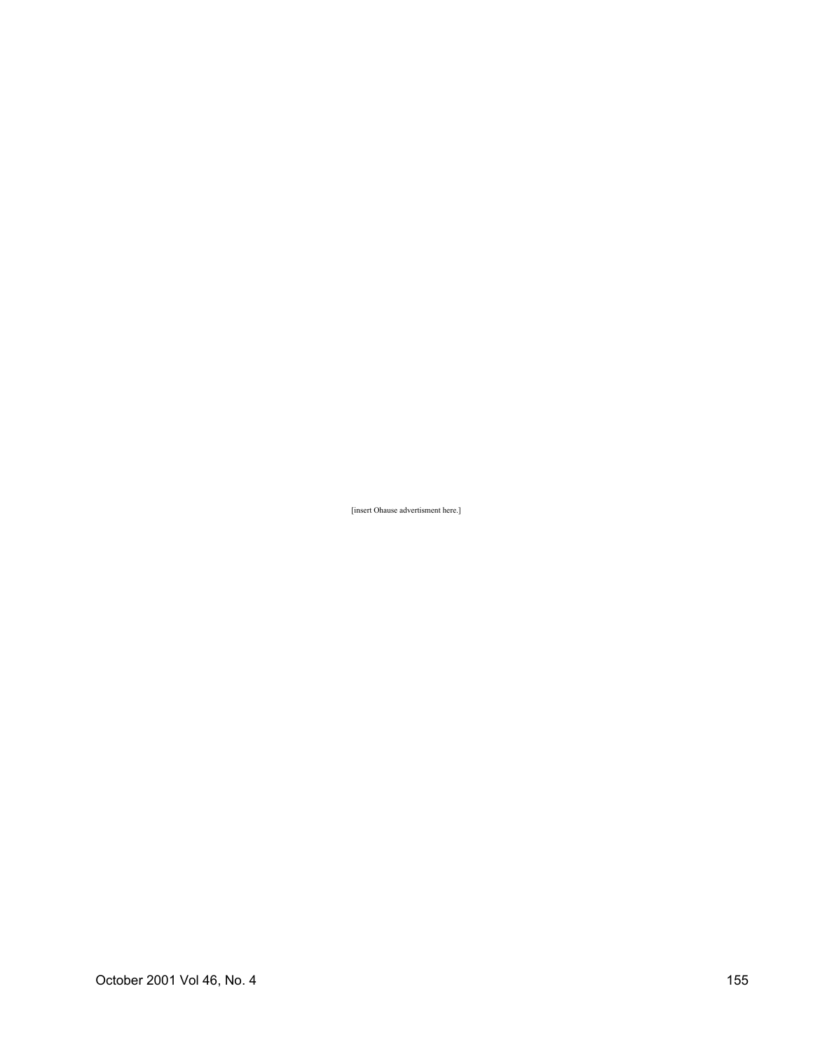[insert Ohause advertisment here.]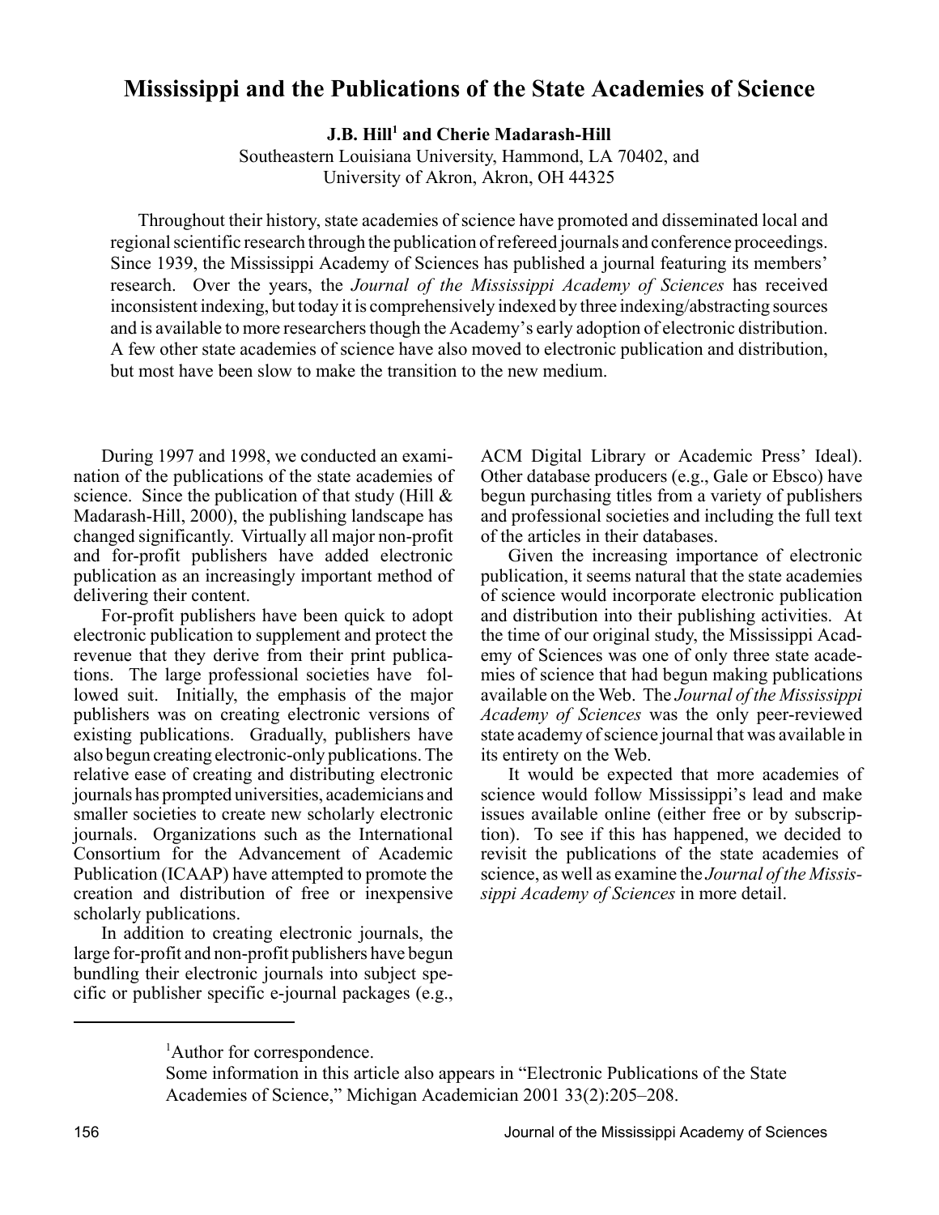# Mississippi and the Publications of the State Academies of Science

**J.B. Hill[1] and Cherie Madarash-Hill**

Southeastern Louisiana University, Hammond, LA 70402, and
University of Akron, Akron, OH 44325

Throughout their history, state academies of science have promoted and disseminated local and regional scientific research through the publication of refereed journals and conference proceedings. Since 1939, the Mississippi Academy of Sciences has published a journal featuring its members' research. Over the years, the *Journal of the Mississippi Academy of Sciences* has received inconsistent indexing, but today it is comprehensively indexed by three indexing/abstracting sources and is available to more researchers though the Academy's early adoption of electronic distribution. A few other state academies of science have also moved to electronic publication and distribution, but most have been slow to make the transition to the new medium.

During 1997 and 1998, we conducted an examination of the publications of the state academies of science. Since the publication of that study (Hill & Madarash-Hill, 2000), the publishing landscape has changed significantly. Virtually all major non-profit and for-profit publishers have added electronic publication as an increasingly important method of delivering their content.

For-profit publishers have been quick to adopt electronic publication to supplement and protect the revenue that they derive from their print publications. The large professional societies have followed suit. Initially, the emphasis of the major publishers was on creating electronic versions of existing publications. Gradually, publishers have also begun creating electronic-only publications. The relative ease of creating and distributing electronic journals has prompted universities, academicians and smaller societies to create new scholarly electronic journals. Organizations such as the International Consortium for the Advancement of Academic Publication (ICAAP) have attempted to promote the creation and distribution of free or inexpensive scholarly publications.

In addition to creating electronic journals, the large for-profit and non-profit publishers have begun bundling their electronic journals into subject specific or publisher specific e-journal packages (e.g., ACM Digital Library or Academic Press' Ideal). Other database producers (e.g., Gale or Ebsco) have begun purchasing titles from a variety of publishers and professional societies and including the full text of the articles in their databases.

Given the increasing importance of electronic publication, it seems natural that the state academies of science would incorporate electronic publication and distribution into their publishing activities. At the time of our original study, the Mississippi Academy of Sciences was one of only three state academies of science that had begun making publications available on the Web. The *Journal of the Mississippi Academy of Sciences* was the only peer-reviewed state academy of science journal that was available in its entirety on the Web.

It would be expected that more academies of science would follow Mississippi's lead and make issues available online (either free or by subscription). To see if this has happened, we decided to revisit the publications of the state academies of science, as well as examine the *Journal of the Mississippi Academy of Sciences* in more detail.

---

[1]Author for correspondence.

Some information in this article also appears in "Electronic Publications of the State Academies of Science," Michigan Academician 2001 33(2):205–208.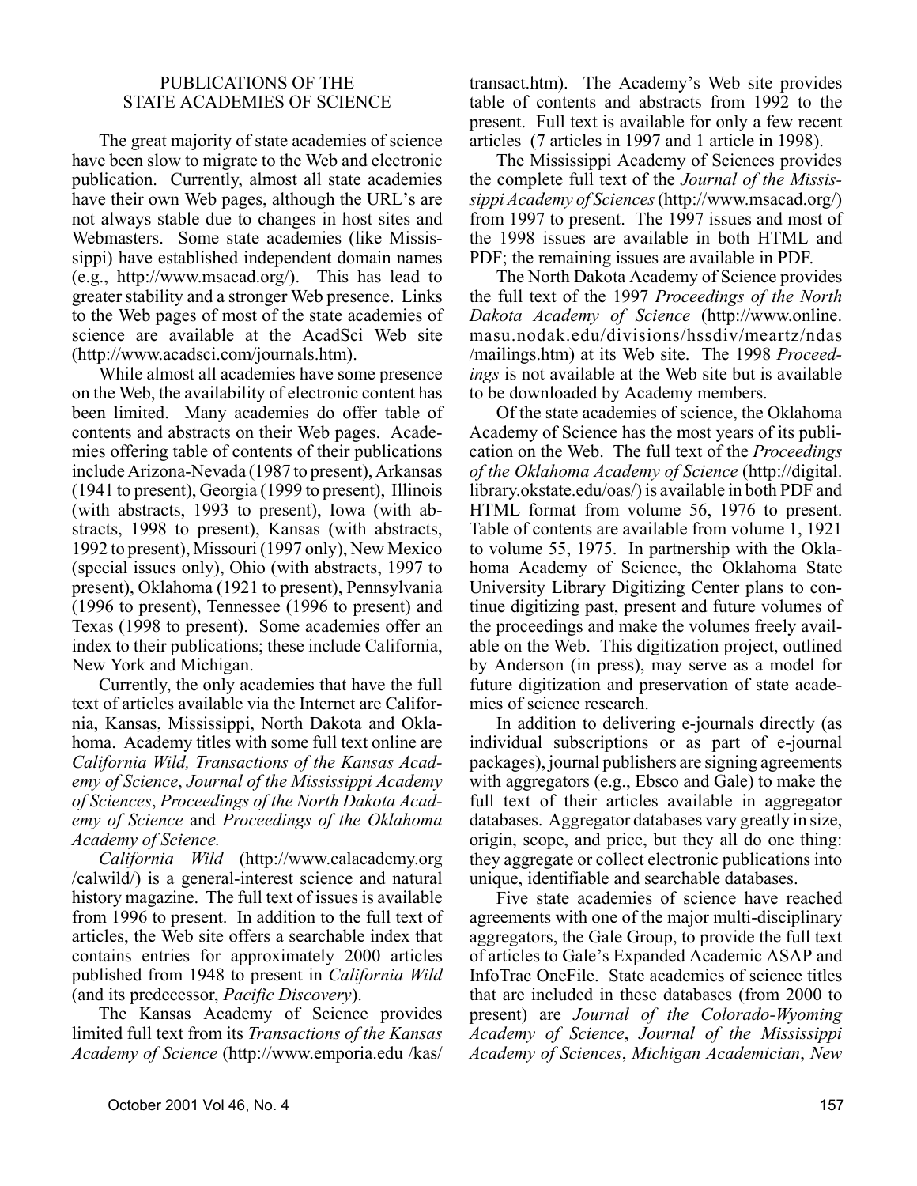## PUBLICATIONS OF THE STATE ACADEMIES OF SCIENCE

The great majority of state academies of science have been slow to migrate to the Web and electronic publication. Currently, almost all state academies have their own Web pages, although the URL's are not always stable due to changes in host sites and Webmasters. Some state academies (like Mississippi) have established independent domain names (e.g., http://www.msacad.org/). This has lead to greater stability and a stronger Web presence. Links to the Web pages of most of the state academies of science are available at the AcadSci Web site (http://www.acadsci.com/journals.htm).

While almost all academies have some presence on the Web, the availability of electronic content has been limited. Many academies do offer table of contents and abstracts on their Web pages. Academies offering table of contents of their publications include Arizona-Nevada (1987 to present), Arkansas (1941 to present), Georgia (1999 to present), Illinois (with abstracts, 1993 to present), Iowa (with abstracts, 1998 to present), Kansas (with abstracts, 1992 to present), Missouri (1997 only), New Mexico (special issues only), Ohio (with abstracts, 1997 to present), Oklahoma (1921 to present), Pennsylvania (1996 to present), Tennessee (1996 to present) and Texas (1998 to present). Some academies offer an index to their publications; these include California, New York and Michigan.

Currently, the only academies that have the full text of articles available via the Internet are California, Kansas, Mississippi, North Dakota and Oklahoma. Academy titles with some full text online are *California Wild, Transactions of the Kansas Academy of Science*, *Journal of the Mississippi Academy of Sciences*, *Proceedings of the North Dakota Academy of Science* and *Proceedings of the Oklahoma Academy of Science.*

*California Wild* (http://www.calacademy.org /calwild/) is a general-interest science and natural history magazine. The full text of issues is available from 1996 to present. In addition to the full text of articles, the Web site offers a searchable index that contains entries for approximately 2000 articles published from 1948 to present in *California Wild* (and its predecessor, *Pacific Discovery*).

The Kansas Academy of Science provides limited full text from its *Transactions of the Kansas Academy of Science* (http://www.emporia.edu /kas/ transact.htm). The Academy's Web site provides table of contents and abstracts from 1992 to the present. Full text is available for only a few recent articles (7 articles in 1997 and 1 article in 1998).

The Mississippi Academy of Sciences provides the complete full text of the *Journal of the Mississippi Academy of Sciences* (http://www.msacad.org/) from 1997 to present. The 1997 issues and most of the 1998 issues are available in both HTML and PDF; the remaining issues are available in PDF.

The North Dakota Academy of Science provides the full text of the 1997 *Proceedings of the North Dakota Academy of Science* (http://www.online. masu.nodak.edu/divisions/hssdiv/meartz/ndas /mailings.htm) at its Web site. The 1998 *Proceedings* is not available at the Web site but is available to be downloaded by Academy members.

Of the state academies of science, the Oklahoma Academy of Science has the most years of its publication on the Web. The full text of the *Proceedings of the Oklahoma Academy of Science* (http://digital. library.okstate.edu/oas/) is available in both PDF and HTML format from volume 56, 1976 to present. Table of contents are available from volume 1, 1921 to volume 55, 1975. In partnership with the Oklahoma Academy of Science, the Oklahoma State University Library Digitizing Center plans to continue digitizing past, present and future volumes of the proceedings and make the volumes freely available on the Web. This digitization project, outlined by Anderson (in press), may serve as a model for future digitization and preservation of state academies of science research.

In addition to delivering e-journals directly (as individual subscriptions or as part of e-journal packages), journal publishers are signing agreements with aggregators (e.g., Ebsco and Gale) to make the full text of their articles available in aggregator databases. Aggregator databases vary greatly in size, origin, scope, and price, but they all do one thing: they aggregate or collect electronic publications into unique, identifiable and searchable databases.

Five state academies of science have reached agreements with one of the major multi-disciplinary aggregators, the Gale Group, to provide the full text of articles to Gale's Expanded Academic ASAP and InfoTrac OneFile. State academies of science titles that are included in these databases (from 2000 to present) are *Journal of the Colorado-Wyoming Academy of Science*, *Journal of the Mississippi Academy of Sciences*, *Michigan Academician*, *New*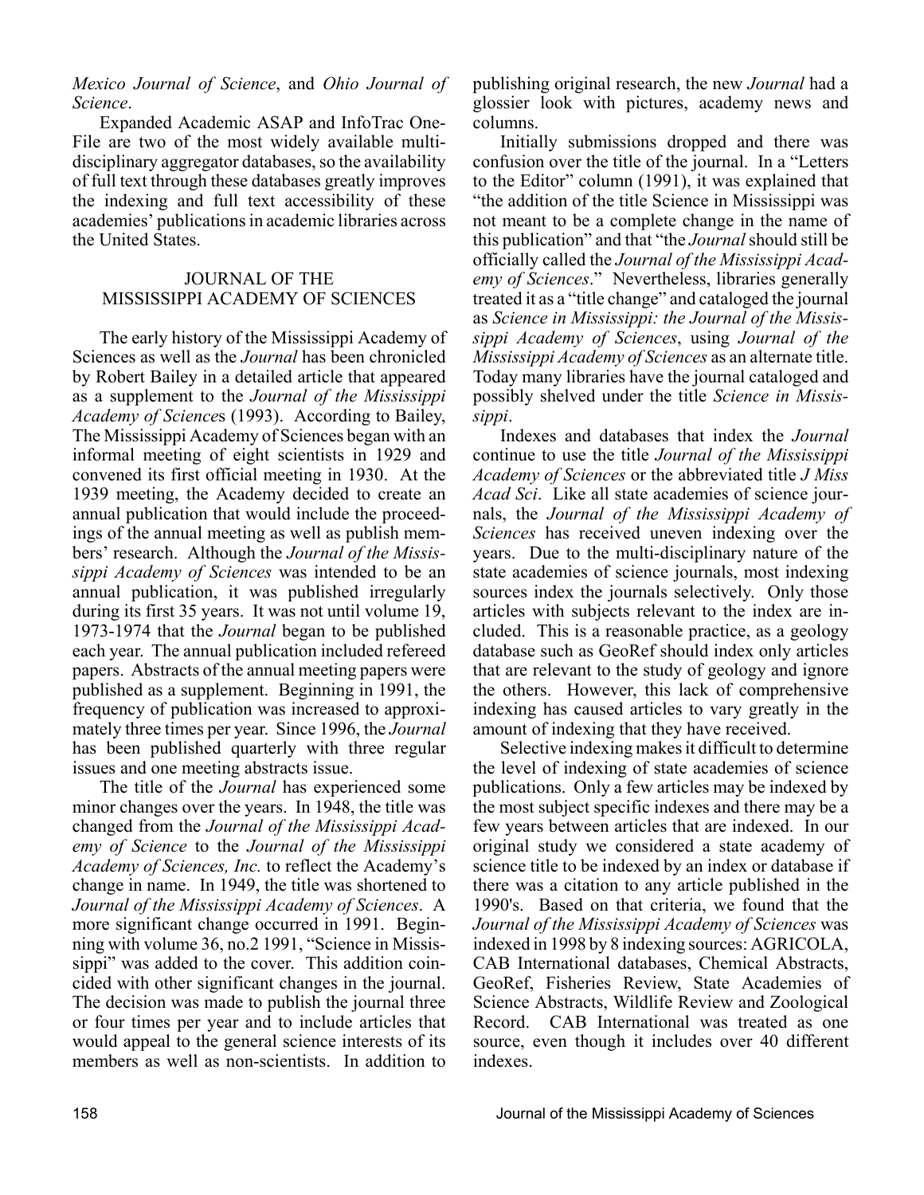*Mexico Journal of Science*, and *Ohio Journal of Science*.

Expanded Academic ASAP and InfoTrac OneFile are two of the most widely available multidisciplinary aggregator databases, so the availability of full text through these databases greatly improves the indexing and full text accessibility of these academies' publications in academic libraries across the United States.

## JOURNAL OF THE MISSISSIPPI ACADEMY OF SCIENCES

The early history of the Mississippi Academy of Sciences as well as the *Journal* has been chronicled by Robert Bailey in a detailed article that appeared as a supplement to the *Journal of the Mississippi Academy of Sciences* (1993). According to Bailey, The Mississippi Academy of Sciences began with an informal meeting of eight scientists in 1929 and convened its first official meeting in 1930. At the 1939 meeting, the Academy decided to create an annual publication that would include the proceedings of the annual meeting as well as publish members' research. Although the *Journal of the Mississippi Academy of Sciences* was intended to be an annual publication, it was published irregularly during its first 35 years. It was not until volume 19, 1973-1974 that the *Journal* began to be published each year. The annual publication included refereed papers. Abstracts of the annual meeting papers were published as a supplement. Beginning in 1991, the frequency of publication was increased to approximately three times per year. Since 1996, the *Journal* has been published quarterly with three regular issues and one meeting abstracts issue.

The title of the *Journal* has experienced some minor changes over the years. In 1948, the title was changed from the *Journal of the Mississippi Academy of Science* to the *Journal of the Mississippi Academy of Sciences, Inc.* to reflect the Academy's change in name. In 1949, the title was shortened to *Journal of the Mississippi Academy of Sciences*. A more significant change occurred in 1991. Beginning with volume 36, no.2 1991, "Science in Mississippi" was added to the cover. This addition coincided with other significant changes in the journal. The decision was made to publish the journal three or four times per year and to include articles that would appeal to the general science interests of its members as well as non-scientists. In addition to publishing original research, the new *Journal* had a glossier look with pictures, academy news and columns.

Initially submissions dropped and there was confusion over the title of the journal. In a "Letters to the Editor" column (1991), it was explained that "the addition of the title Science in Mississippi was not meant to be a complete change in the name of this publication" and that "the *Journal* should still be officially called the *Journal of the Mississippi Academy of Sciences*." Nevertheless, libraries generally treated it as a "title change" and cataloged the journal as *Science in Mississippi: the Journal of the Mississippi Academy of Sciences*, using *Journal of the Mississippi Academy of Sciences* as an alternate title. Today many libraries have the journal cataloged and possibly shelved under the title *Science in Mississippi*.

Indexes and databases that index the *Journal* continue to use the title *Journal of the Mississippi Academy of Sciences* or the abbreviated title *J Miss Acad Sci*. Like all state academies of science journals, the *Journal of the Mississippi Academy of Sciences* has received uneven indexing over the years. Due to the multi-disciplinary nature of the state academies of science journals, most indexing sources index the journals selectively. Only those articles with subjects relevant to the index are included. This is a reasonable practice, as a geology database such as GeoRef should index only articles that are relevant to the study of geology and ignore the others. However, this lack of comprehensive indexing has caused articles to vary greatly in the amount of indexing that they have received.

Selective indexing makes it difficult to determine the level of indexing of state academies of science publications. Only a few articles may be indexed by the most subject specific indexes and there may be a few years between articles that are indexed. In our original study we considered a state academy of science title to be indexed by an index or database if there was a citation to any article published in the 1990's. Based on that criteria, we found that the *Journal of the Mississippi Academy of Sciences* was indexed in 1998 by 8 indexing sources: AGRICOLA, CAB International databases, Chemical Abstracts, GeoRef, Fisheries Review, State Academies of Science Abstracts, Wildlife Review and Zoological Record. CAB International was treated as one source, even though it includes over 40 different indexes.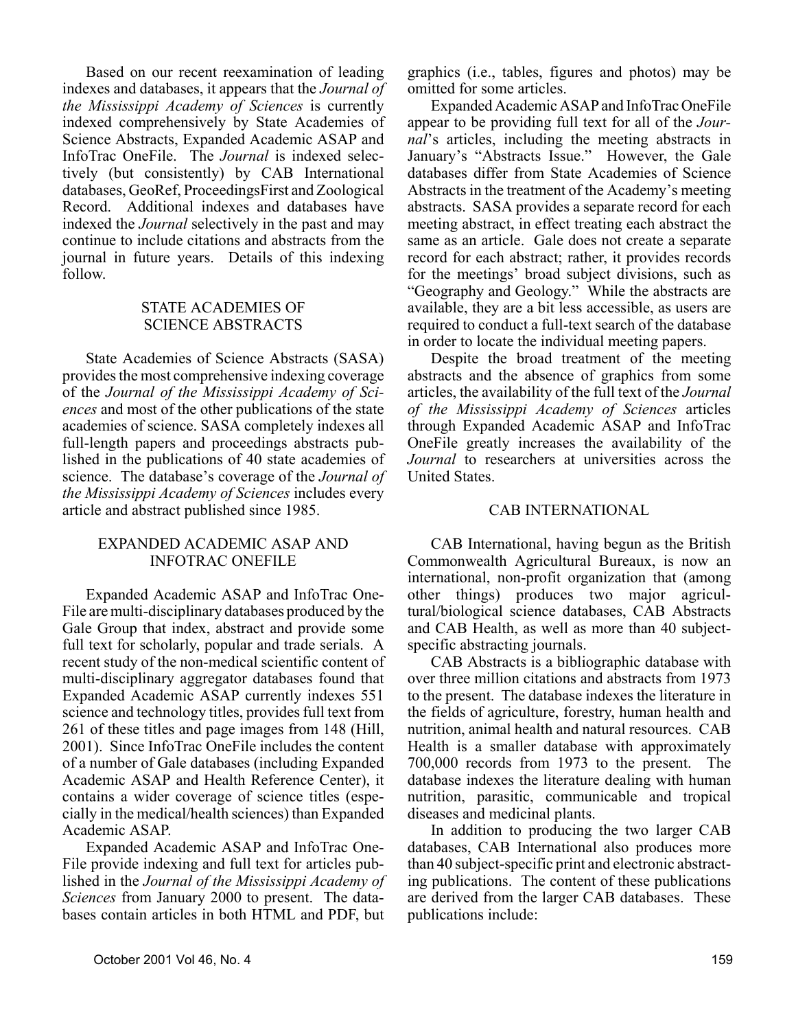Based on our recent reexamination of leading indexes and databases, it appears that the *Journal of the Mississippi Academy of Sciences* is currently indexed comprehensively by State Academies of Science Abstracts, Expanded Academic ASAP and InfoTrac OneFile. The *Journal* is indexed selectively (but consistently) by CAB International databases, GeoRef, ProceedingsFirst and Zoological Record. Additional indexes and databases have indexed the *Journal* selectively in the past and may continue to include citations and abstracts from the journal in future years. Details of this indexing follow.

## STATE ACADEMIES OF SCIENCE ABSTRACTS

State Academies of Science Abstracts (SASA) provides the most comprehensive indexing coverage of the *Journal of the Mississippi Academy of Sciences* and most of the other publications of the state academies of science. SASA completely indexes all full-length papers and proceedings abstracts published in the publications of 40 state academies of science. The database's coverage of the *Journal of the Mississippi Academy of Sciences* includes every article and abstract published since 1985.

## EXPANDED ACADEMIC ASAP AND INFOTRAC ONEFILE

Expanded Academic ASAP and InfoTrac OneFile are multi-disciplinary databases produced by the Gale Group that index, abstract and provide some full text for scholarly, popular and trade serials. A recent study of the non-medical scientific content of multi-disciplinary aggregator databases found that Expanded Academic ASAP currently indexes 551 science and technology titles, provides full text from 261 of these titles and page images from 148 (Hill, 2001). Since InfoTrac OneFile includes the content of a number of Gale databases (including Expanded Academic ASAP and Health Reference Center), it contains a wider coverage of science titles (especially in the medical/health sciences) than Expanded Academic ASAP.

Expanded Academic ASAP and InfoTrac OneFile provide indexing and full text for articles published in the *Journal of the Mississippi Academy of Sciences* from January 2000 to present. The databases contain articles in both HTML and PDF, but graphics (i.e., tables, figures and photos) may be omitted for some articles.

Expanded Academic ASAP and InfoTrac OneFile appear to be providing full text for all of the *Journal*'s articles, including the meeting abstracts in January's "Abstracts Issue." However, the Gale databases differ from State Academies of Science Abstracts in the treatment of the Academy's meeting abstracts. SASA provides a separate record for each meeting abstract, in effect treating each abstract the same as an article. Gale does not create a separate record for each abstract; rather, it provides records for the meetings' broad subject divisions, such as "Geography and Geology." While the abstracts are available, they are a bit less accessible, as users are required to conduct a full-text search of the database in order to locate the individual meeting papers.

Despite the broad treatment of the meeting abstracts and the absence of graphics from some articles, the availability of the full text of the *Journal of the Mississippi Academy of Sciences* articles through Expanded Academic ASAP and InfoTrac OneFile greatly increases the availability of the *Journal* to researchers at universities across the United States.

## CAB INTERNATIONAL

CAB International, having begun as the British Commonwealth Agricultural Bureaux, is now an international, non-profit organization that (among other things) produces two major agricultural/biological science databases, CAB Abstracts and CAB Health, as well as more than 40 subject-specific abstracting journals.

CAB Abstracts is a bibliographic database with over three million citations and abstracts from 1973 to the present. The database indexes the literature in the fields of agriculture, forestry, human health and nutrition, animal health and natural resources. CAB Health is a smaller database with approximately 700,000 records from 1973 to the present. The database indexes the literature dealing with human nutrition, parasitic, communicable and tropical diseases and medicinal plants.

In addition to producing the two larger CAB databases, CAB International also produces more than 40 subject-specific print and electronic abstracting publications. The content of these publications are derived from the larger CAB databases. These publications include: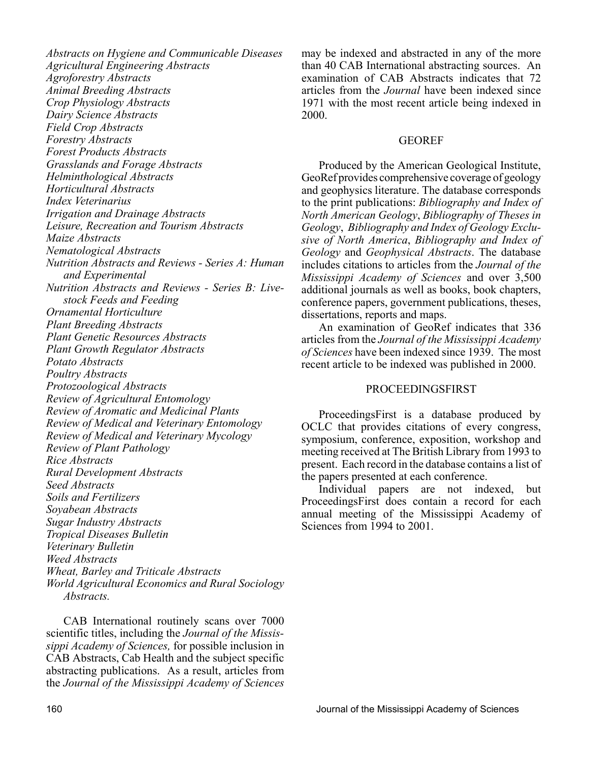*Abstracts on Hygiene and Communicable Diseases*
*Agricultural Engineering Abstracts*
*Agroforestry Abstracts*
*Animal Breeding Abstracts*
*Crop Physiology Abstracts*
*Dairy Science Abstracts*
*Field Crop Abstracts*
*Forestry Abstracts*
*Forest Products Abstracts*
*Grasslands and Forage Abstracts*
*Helminthological Abstracts*
*Horticultural Abstracts*
*Index Veterinarius*
*Irrigation and Drainage Abstracts*
*Leisure, Recreation and Tourism Abstracts*
*Maize Abstracts*
*Nematological Abstracts*
*Nutrition Abstracts and Reviews - Series A: Human and Experimental*
*Nutrition Abstracts and Reviews - Series B: Livestock Feeds and Feeding*
*Ornamental Horticulture*
*Plant Breeding Abstracts*
*Plant Genetic Resources Abstracts*
*Plant Growth Regulator Abstracts*
*Potato Abstracts*
*Poultry Abstracts*
*Protozoological Abstracts*
*Review of Agricultural Entomology*
*Review of Aromatic and Medicinal Plants*
*Review of Medical and Veterinary Entomology*
*Review of Medical and Veterinary Mycology*
*Review of Plant Pathology*
*Rice Abstracts*
*Rural Development Abstracts*
*Seed Abstracts*
*Soils and Fertilizers*
*Soyabean Abstracts*
*Sugar Industry Abstracts*
*Tropical Diseases Bulletin*
*Veterinary Bulletin*
*Weed Abstracts*
*Wheat, Barley and Triticale Abstracts*
*World Agricultural Economics and Rural Sociology Abstracts.*

CAB International routinely scans over 7000 scientific titles, including the *Journal of the Mississippi Academy of Sciences,* for possible inclusion in CAB Abstracts, Cab Health and the subject specific abstracting publications. As a result, articles from the *Journal of the Mississippi Academy of Sciences* may be indexed and abstracted in any of the more than 40 CAB International abstracting sources. An examination of CAB Abstracts indicates that 72 articles from the *Journal* have been indexed since 1971 with the most recent article being indexed in 2000.

## GEOREF

Produced by the American Geological Institute, GeoRef provides comprehensive coverage of geology and geophysics literature. The database corresponds to the print publications: *Bibliography and Index of North American Geology*, *Bibliography of Theses in Geology*, *Bibliography and Index of Geology Exclusive of North America*, *Bibliography and Index of Geology* and *Geophysical Abstracts*. The database includes citations to articles from the *Journal of the Mississippi Academy of Sciences* and over 3,500 additional journals as well as books, book chapters, conference papers, government publications, theses, dissertations, reports and maps.

An examination of GeoRef indicates that 336 articles from the *Journal of the Mississippi Academy of Sciences* have been indexed since 1939. The most recent article to be indexed was published in 2000.

## PROCEEDINGSFIRST

ProceedingsFirst is a database produced by OCLC that provides citations of every congress, symposium, conference, exposition, workshop and meeting received at The British Library from 1993 to present. Each record in the database contains a list of the papers presented at each conference.

Individual papers are not indexed, but ProceedingsFirst does contain a record for each annual meeting of the Mississippi Academy of Sciences from 1994 to 2001.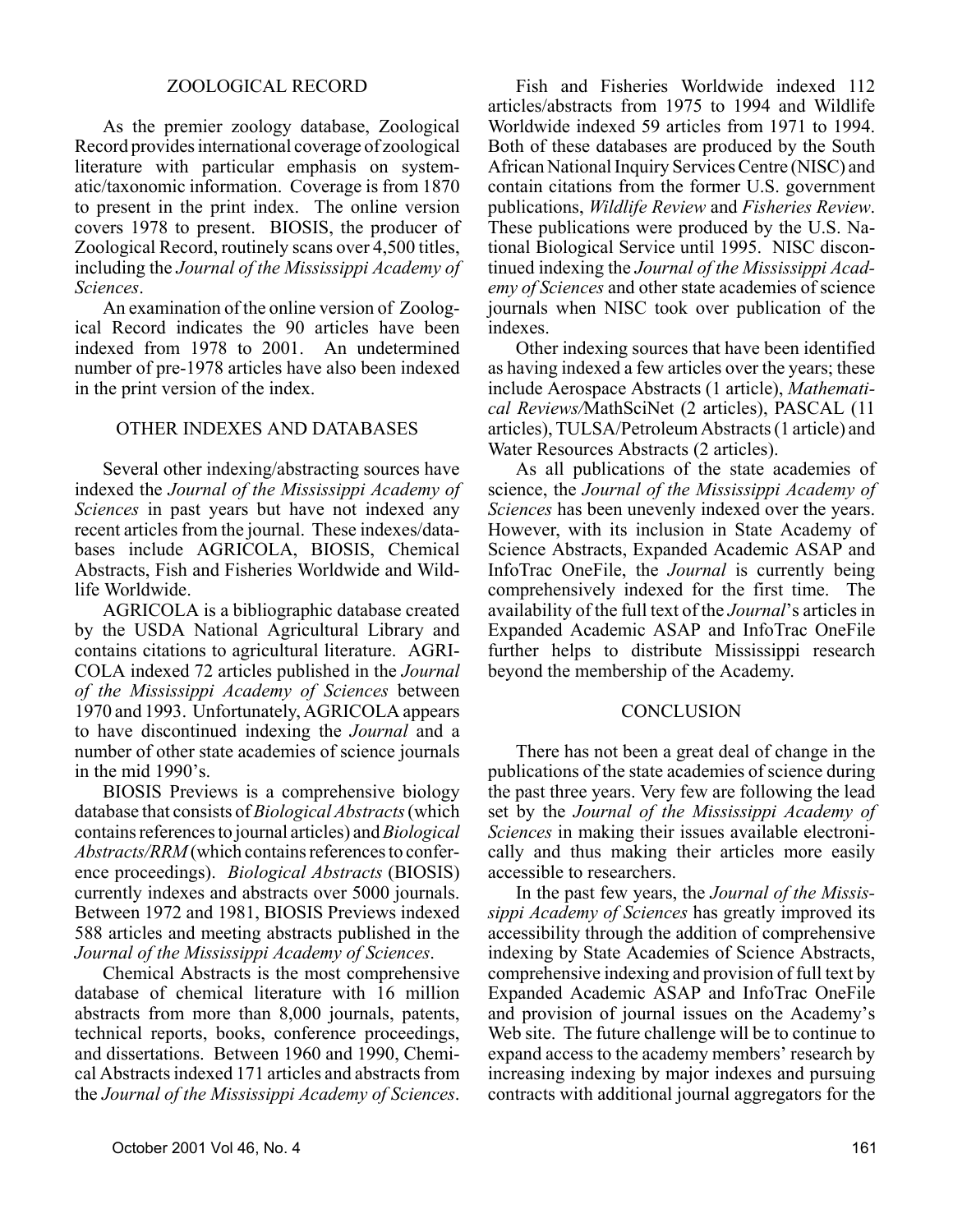## ZOOLOGICAL RECORD

As the premier zoology database, Zoological Record provides international coverage of zoological literature with particular emphasis on systematic/taxonomic information. Coverage is from 1870 to present in the print index. The online version covers 1978 to present. BIOSIS, the producer of Zoological Record, routinely scans over 4,500 titles, including the *Journal of the Mississippi Academy of Sciences*.

An examination of the online version of Zoological Record indicates the 90 articles have been indexed from 1978 to 2001. An undetermined number of pre-1978 articles have also been indexed in the print version of the index.

## OTHER INDEXES AND DATABASES

Several other indexing/abstracting sources have indexed the *Journal of the Mississippi Academy of Sciences* in past years but have not indexed any recent articles from the journal. These indexes/databases include AGRICOLA, BIOSIS, Chemical Abstracts, Fish and Fisheries Worldwide and Wildlife Worldwide.

AGRICOLA is a bibliographic database created by the USDA National Agricultural Library and contains citations to agricultural literature. AGRICOLA indexed 72 articles published in the *Journal of the Mississippi Academy of Sciences* between 1970 and 1993. Unfortunately, AGRICOLA appears to have discontinued indexing the *Journal* and a number of other state academies of science journals in the mid 1990's.

BIOSIS Previews is a comprehensive biology database that consists of *Biological Abstracts* (which contains references to journal articles) and *Biological Abstracts/RRM* (which contains references to conference proceedings). *Biological Abstracts* (BIOSIS) currently indexes and abstracts over 5000 journals. Between 1972 and 1981, BIOSIS Previews indexed 588 articles and meeting abstracts published in the *Journal of the Mississippi Academy of Sciences*.

Chemical Abstracts is the most comprehensive database of chemical literature with 16 million abstracts from more than 8,000 journals, patents, technical reports, books, conference proceedings, and dissertations. Between 1960 and 1990, Chemical Abstracts indexed 171 articles and abstracts from the *Journal of the Mississippi Academy of Sciences*.

Fish and Fisheries Worldwide indexed 112 articles/abstracts from 1975 to 1994 and Wildlife Worldwide indexed 59 articles from 1971 to 1994. Both of these databases are produced by the South African National Inquiry Services Centre (NISC) and contain citations from the former U.S. government publications, *Wildlife Review* and *Fisheries Review*. These publications were produced by the U.S. National Biological Service until 1995. NISC discontinued indexing the *Journal of the Mississippi Academy of Sciences* and other state academies of science journals when NISC took over publication of the indexes.

Other indexing sources that have been identified as having indexed a few articles over the years; these include Aerospace Abstracts (1 article), *Mathematical Reviews*/MathSciNet (2 articles), PASCAL (11 articles), TULSA/Petroleum Abstracts (1 article) and Water Resources Abstracts (2 articles).

As all publications of the state academies of science, the *Journal of the Mississippi Academy of Sciences* has been unevenly indexed over the years. However, with its inclusion in State Academy of Science Abstracts, Expanded Academic ASAP and InfoTrac OneFile, the *Journal* is currently being comprehensively indexed for the first time. The availability of the full text of the *Journal*'s articles in Expanded Academic ASAP and InfoTrac OneFile further helps to distribute Mississippi research beyond the membership of the Academy.

## CONCLUSION

There has not been a great deal of change in the publications of the state academies of science during the past three years. Very few are following the lead set by the *Journal of the Mississippi Academy of Sciences* in making their issues available electronically and thus making their articles more easily accessible to researchers.

In the past few years, the *Journal of the Mississippi Academy of Sciences* has greatly improved its accessibility through the addition of comprehensive indexing by State Academies of Science Abstracts, comprehensive indexing and provision of full text by Expanded Academic ASAP and InfoTrac OneFile and provision of journal issues on the Academy's Web site. The future challenge will be to continue to expand access to the academy members' research by increasing indexing by major indexes and pursuing contracts with additional journal aggregators for the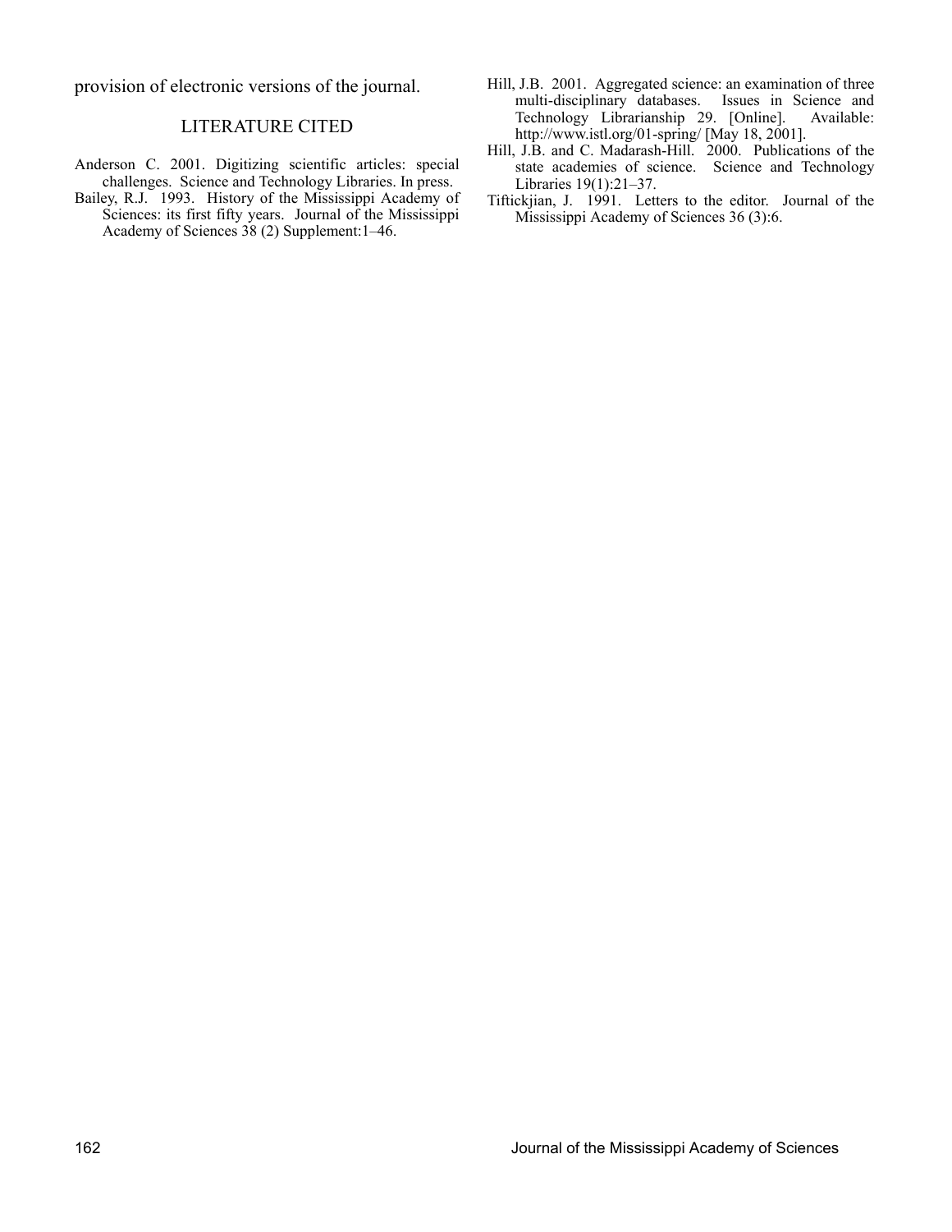provision of electronic versions of the journal.

## LITERATURE CITED

Anderson C. 2001. Digitizing scientific articles: special challenges. Science and Technology Libraries. In press.

Bailey, R.J. 1993. History of the Mississippi Academy of Sciences: its first fifty years. Journal of the Mississippi Academy of Sciences 38 (2) Supplement:1–46.

Hill, J.B. 2001. Aggregated science: an examination of three multi-disciplinary databases. Issues in Science and Technology Librarianship 29. [Online]. Available: http://www.istl.org/01-spring/ [May 18, 2001].

Hill, J.B. and C. Madarash-Hill. 2000. Publications of the state academies of science. Science and Technology Libraries 19(1):21–37.

Tiftickjian, J. 1991. Letters to the editor. Journal of the Mississippi Academy of Sciences 36 (3):6.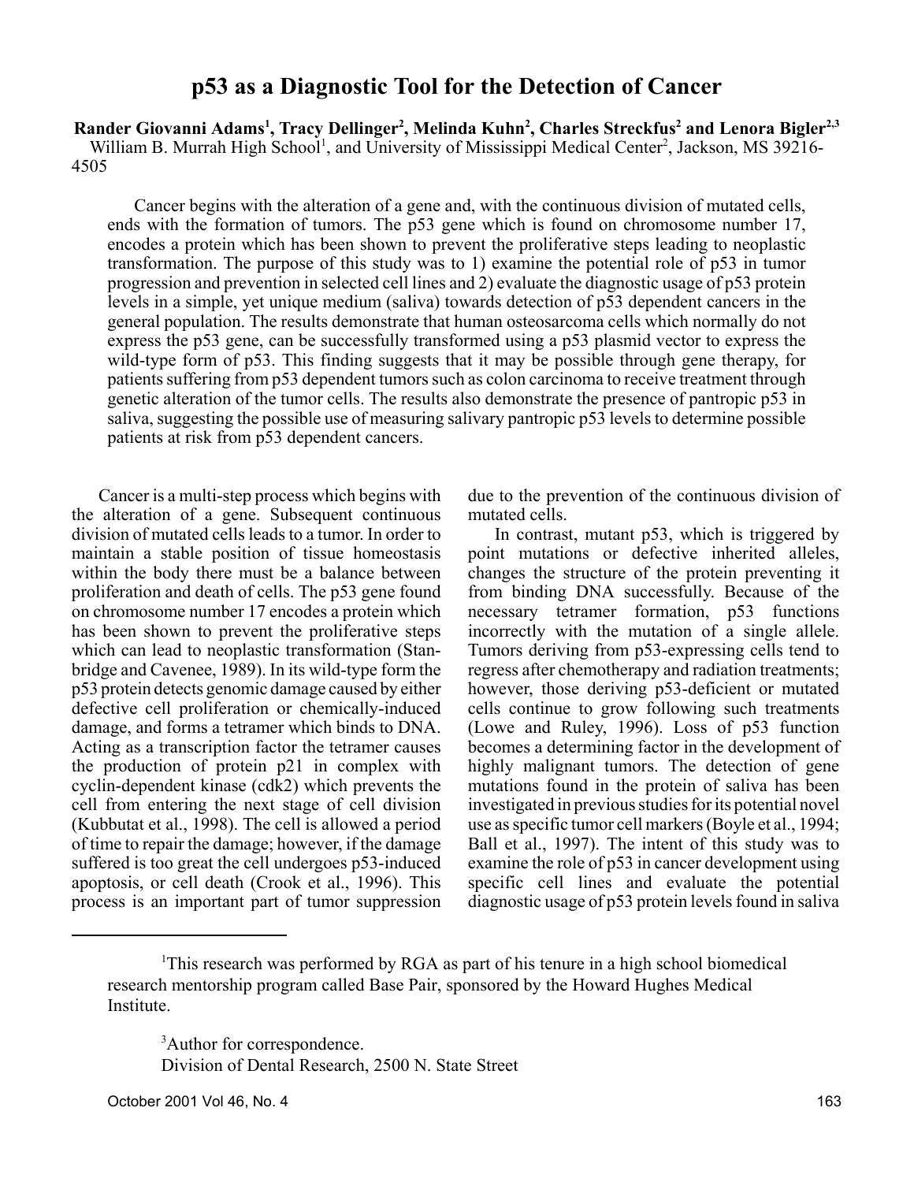# p53 as a Diagnostic Tool for the Detection of Cancer

**Rander Giovanni Adams[1], Tracy Dellinger[2], Melinda Kuhn[2], Charles Streckfus[2] and Lenora Bigler[2,3]**

William B. Murrah High School[1], and University of Mississippi Medical Center[2], Jackson, MS 39216-4505

Cancer begins with the alteration of a gene and, with the continuous division of mutated cells, ends with the formation of tumors. The p53 gene which is found on chromosome number 17, encodes a protein which has been shown to prevent the proliferative steps leading to neoplastic transformation. The purpose of this study was to 1) examine the potential role of p53 in tumor progression and prevention in selected cell lines and 2) evaluate the diagnostic usage of p53 protein levels in a simple, yet unique medium (saliva) towards detection of p53 dependent cancers in the general population. The results demonstrate that human osteosarcoma cells which normally do not express the p53 gene, can be successfully transformed using a p53 plasmid vector to express the wild-type form of p53. This finding suggests that it may be possible through gene therapy, for patients suffering from p53 dependent tumors such as colon carcinoma to receive treatment through genetic alteration of the tumor cells. The results also demonstrate the presence of pantropic p53 in saliva, suggesting the possible use of measuring salivary pantropic p53 levels to determine possible patients at risk from p53 dependent cancers.

Cancer is a multi-step process which begins with the alteration of a gene. Subsequent continuous division of mutated cells leads to a tumor. In order to maintain a stable position of tissue homeostasis within the body there must be a balance between proliferation and death of cells. The p53 gene found on chromosome number 17 encodes a protein which has been shown to prevent the proliferative steps which can lead to neoplastic transformation (Stanbridge and Cavenee, 1989). In its wild-type form the p53 protein detects genomic damage caused by either defective cell proliferation or chemically-induced damage, and forms a tetramer which binds to DNA. Acting as a transcription factor the tetramer causes the production of protein p21 in complex with cyclin-dependent kinase (cdk2) which prevents the cell from entering the next stage of cell division (Kubbutat et al., 1998). The cell is allowed a period of time to repair the damage; however, if the damage suffered is too great the cell undergoes p53-induced apoptosis, or cell death (Crook et al., 1996). This process is an important part of tumor suppression due to the prevention of the continuous division of mutated cells.

In contrast, mutant p53, which is triggered by point mutations or defective inherited alleles, changes the structure of the protein preventing it from binding DNA successfully. Because of the necessary tetramer formation, p53 functions incorrectly with the mutation of a single allele. Tumors deriving from p53-expressing cells tend to regress after chemotherapy and radiation treatments; however, those deriving p53-deficient or mutated cells continue to grow following such treatments (Lowe and Ruley, 1996). Loss of p53 function becomes a determining factor in the development of highly malignant tumors. The detection of gene mutations found in the protein of saliva has been investigated in previous studies for its potential novel use as specific tumor cell markers (Boyle et al., 1994; Ball et al., 1997). The intent of this study was to examine the role of p53 in cancer development using specific cell lines and evaluate the potential diagnostic usage of p53 protein levels found in saliva

[1]This research was performed by RGA as part of his tenure in a high school biomedical research mentorship program called Base Pair, sponsored by the Howard Hughes Medical Institute.

[3]Author for correspondence.
Division of Dental Research, 2500 N. State Street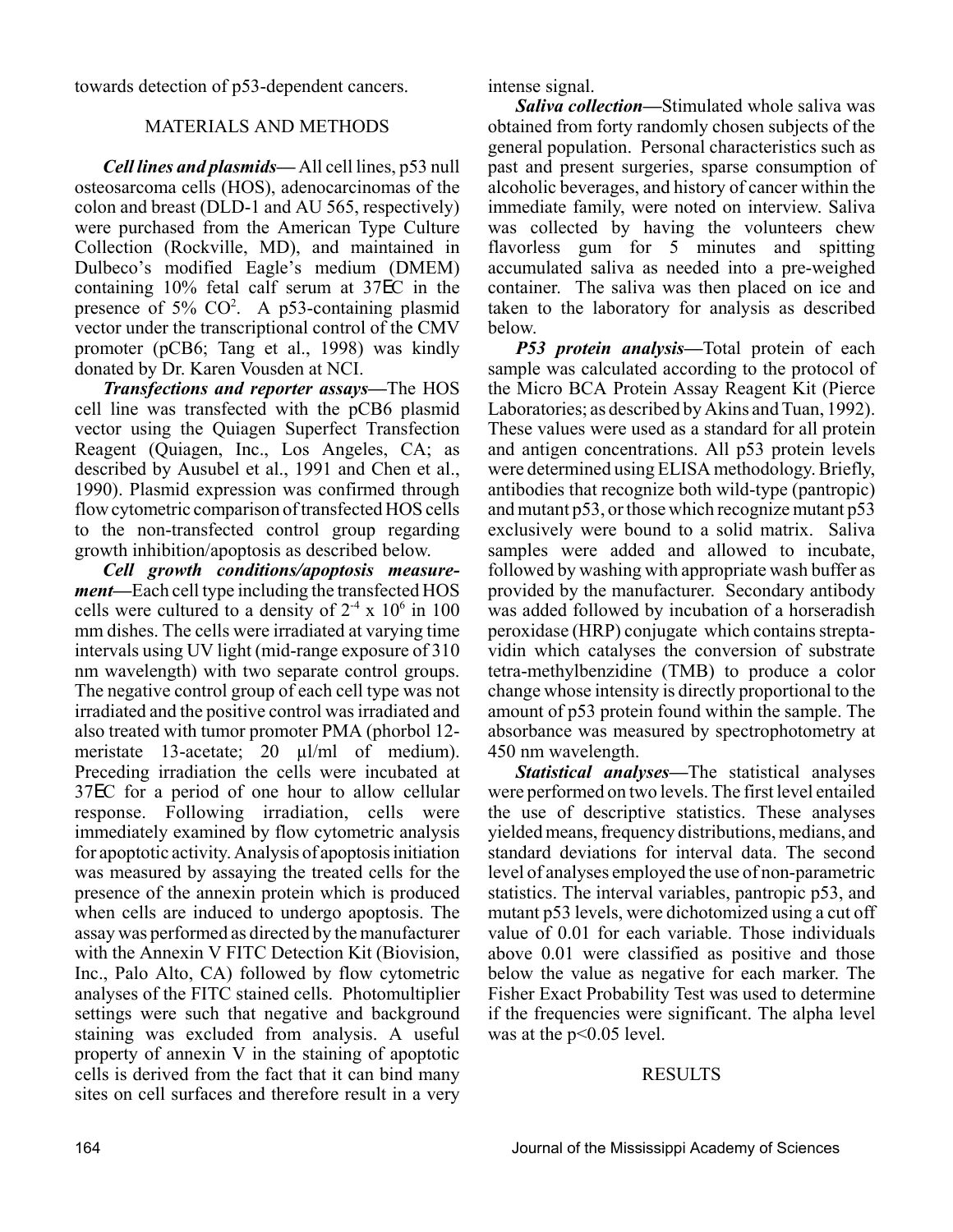towards detection of p53-dependent cancers.

## MATERIALS AND METHODS

***Cell lines and plasmids***— All cell lines, p53 null osteosarcoma cells (HOS), adenocarcinomas of the colon and breast (DLD-1 and AU 565, respectively) were purchased from the American Type Culture Collection (Rockville, MD), and maintained in Dulbeco's modified Eagle's medium (DMEM) containing 10% fetal calf serum at 37EC in the presence of 5% $CO^2$. A p53-containing plasmid vector under the transcriptional control of the CMV promoter (pCB6; Tang et al., 1998) was kindly donated by Dr. Karen Vousden at NCI.

***Transfections and reporter assays***—The HOS cell line was transfected with the pCB6 plasmid vector using the Quiagen Superfect Transfection Reagent (Quiagen, Inc., Los Angeles, CA; as described by Ausubel et al., 1991 and Chen et al., 1990). Plasmid expression was confirmed through flow cytometric comparison of transfected HOS cells to the non-transfected control group regarding growth inhibition/apoptosis as described below.

***Cell growth conditions/apoptosis measurement***—Each cell type including the transfected HOS cells were cultured to a density of $2^{-4} \times 10^6$ in 100 mm dishes. The cells were irradiated at varying time intervals using UV light (mid-range exposure of 310 nm wavelength) with two separate control groups. The negative control group of each cell type was not irradiated and the positive control was irradiated and also treated with tumor promoter PMA (phorbol 12-meristate 13-acetate; 20 µl/ml of medium). Preceding irradiation the cells were incubated at 37EC for a period of one hour to allow cellular response. Following irradiation, cells were immediately examined by flow cytometric analysis for apoptotic activity. Analysis of apoptosis initiation was measured by assaying the treated cells for the presence of the annexin protein which is produced when cells are induced to undergo apoptosis. The assay was performed as directed by the manufacturer with the Annexin V FITC Detection Kit (Biovision, Inc., Palo Alto, CA) followed by flow cytometric analyses of the FITC stained cells. Photomultiplier settings were such that negative and background staining was excluded from analysis. A useful property of annexin V in the staining of apoptotic cells is derived from the fact that it can bind many sites on cell surfaces and therefore result in a very intense signal.

***Saliva collection***—Stimulated whole saliva was obtained from forty randomly chosen subjects of the general population. Personal characteristics such as past and present surgeries, sparse consumption of alcoholic beverages, and history of cancer within the immediate family, were noted on interview. Saliva was collected by having the volunteers chew flavorless gum for 5 minutes and spitting accumulated saliva as needed into a pre-weighed container. The saliva was then placed on ice and taken to the laboratory for analysis as described below.

***P53 protein analysis***—Total protein of each sample was calculated according to the protocol of the Micro BCA Protein Assay Reagent Kit (Pierce Laboratories; as described by Akins and Tuan, 1992). These values were used as a standard for all protein and antigen concentrations. All p53 protein levels were determined using ELISA methodology. Briefly, antibodies that recognize both wild-type (pantropic) and mutant p53, or those which recognize mutant p53 exclusively were bound to a solid matrix. Saliva samples were added and allowed to incubate, followed by washing with appropriate wash buffer as provided by the manufacturer. Secondary antibody was added followed by incubation of a horseradish peroxidase (HRP) conjugate which contains streptavidin which catalyses the conversion of substrate tetra-methylbenzidine (TMB) to produce a color change whose intensity is directly proportional to the amount of p53 protein found within the sample. The absorbance was measured by spectrophotometry at 450 nm wavelength.

***Statistical analyses***—The statistical analyses were performed on two levels. The first level entailed the use of descriptive statistics. These analyses yielded means, frequency distributions, medians, and standard deviations for interval data. The second level of analyses employed the use of non-parametric statistics. The interval variables, pantropic p53, and mutant p53 levels, were dichotomized using a cut off value of 0.01 for each variable. Those individuals above 0.01 were classified as positive and those below the value as negative for each marker. The Fisher Exact Probability Test was used to determine if the frequencies were significant. The alpha level was at the $p<0.05$ level.

## RESULTS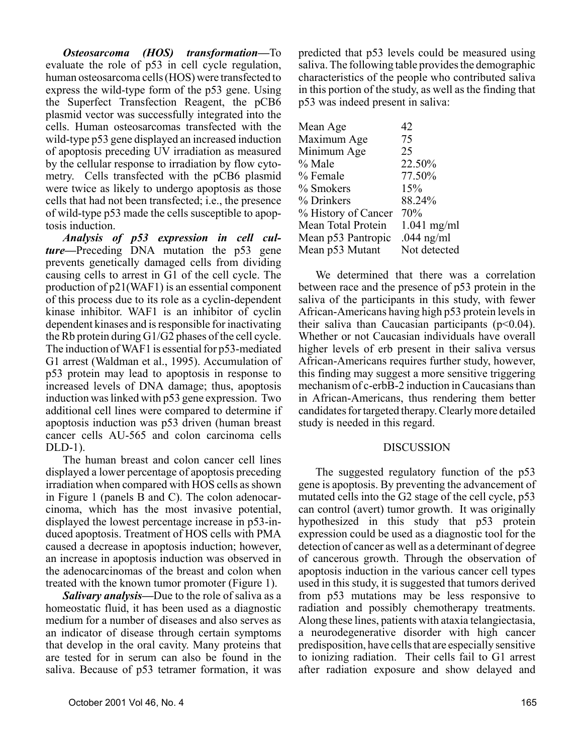***Osteosarcoma (HOS) transformation*—**To evaluate the role of p53 in cell cycle regulation, human osteosarcoma cells (HOS) were transfected to express the wild-type form of the p53 gene. Using the Superfect Transfection Reagent, the pCB6 plasmid vector was successfully integrated into the cells. Human osteosarcomas transfected with the wild-type p53 gene displayed an increased induction of apoptosis preceding UV irradiation as measured by the cellular response to irradiation by flow cytometry. Cells transfected with the pCB6 plasmid were twice as likely to undergo apoptosis as those cells that had not been transfected; i.e., the presence of wild-type p53 made the cells susceptible to apoptosis induction.

***Analysis of p53 expression in cell culture*—**Preceding DNA mutation the p53 gene prevents genetically damaged cells from dividing causing cells to arrest in G1 of the cell cycle. The production of p21(WAF1) is an essential component of this process due to its role as a cyclin-dependent kinase inhibitor. WAF1 is an inhibitor of cyclin dependent kinases and is responsible for inactivating the Rb protein during G1/G2 phases of the cell cycle. The induction of WAF1 is essential for p53-mediated G1 arrest (Waldman et al., 1995). Accumulation of p53 protein may lead to apoptosis in response to increased levels of DNA damage; thus, apoptosis induction was linked with p53 gene expression. Two additional cell lines were compared to determine if apoptosis induction was p53 driven (human breast cancer cells AU-565 and colon carcinoma cells DLD-1).

The human breast and colon cancer cell lines displayed a lower percentage of apoptosis preceding irradiation when compared with HOS cells as shown in Figure 1 (panels B and C). The colon adenocarcinoma, which has the most invasive potential, displayed the lowest percentage increase in p53-induced apoptosis. Treatment of HOS cells with PMA caused a decrease in apoptosis induction; however, an increase in apoptosis induction was observed in the adenocarcinomas of the breast and colon when treated with the known tumor promoter (Figure 1).

***Salivary analysis*—**Due to the role of saliva as a homeostatic fluid, it has been used as a diagnostic medium for a number of diseases and also serves as an indicator of disease through certain symptoms that develop in the oral cavity. Many proteins that are tested for in serum can also be found in the saliva. Because of p53 tetramer formation, it was predicted that p53 levels could be measured using saliva. The following table provides the demographic characteristics of the people who contributed saliva in this portion of the study, as well as the finding that p53 was indeed present in saliva:

| | |
|---|---|
| Mean Age | 42 |
| Maximum Age | 75 |
| Minimum Age | 25 |
| % Male | 22.50% |
| % Female | 77.50% |
| % Smokers | 15% |
| % Drinkers | 88.24% |
| % History of Cancer | 70% |
| Mean Total Protein | 1.041 mg/ml |
| Mean p53 Pantropic | .044 ng/ml |
| Mean p53 Mutant | Not detected |

We determined that there was a correlation between race and the presence of p53 protein in the saliva of the participants in this study, with fewer African-Americans having high p53 protein levels in their saliva than Caucasian participants ($p<0.04$). Whether or not Caucasian individuals have overall higher levels of erb present in their saliva versus African-Americans requires further study, however, this finding may suggest a more sensitive triggering mechanism of c-erbB-2 induction in Caucasians than in African-Americans, thus rendering them better candidates for targeted therapy. Clearly more detailed study is needed in this regard.

## DISCUSSION

The suggested regulatory function of the p53 gene is apoptosis. By preventing the advancement of mutated cells into the G2 stage of the cell cycle, p53 can control (avert) tumor growth. It was originally hypothesized in this study that p53 protein expression could be used as a diagnostic tool for the detection of cancer as well as a determinant of degree of cancerous growth. Through the observation of apoptosis induction in the various cancer cell types used in this study, it is suggested that tumors derived from p53 mutations may be less responsive to radiation and possibly chemotherapy treatments. Along these lines, patients with ataxia telangiectasia, a neurodegenerative disorder with high cancer predisposition, have cells that are especially sensitive to ionizing radiation. Their cells fail to G1 arrest after radiation exposure and show delayed and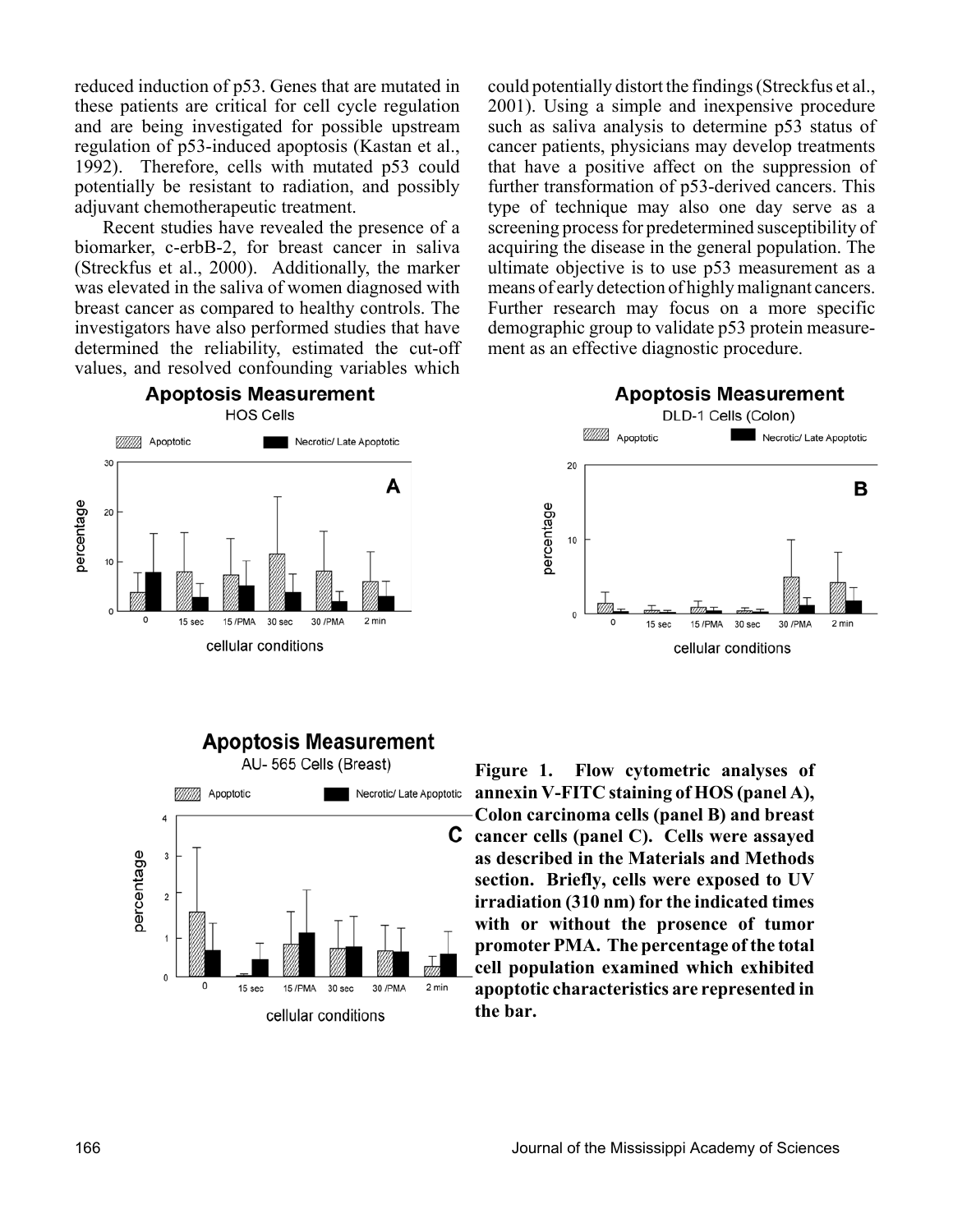reduced induction of p53. Genes that are mutated in these patients are critical for cell cycle regulation and are being investigated for possible upstream regulation of p53-induced apoptosis (Kastan et al., 1992). Therefore, cells with mutated p53 could potentially be resistant to radiation, and possibly adjuvant chemotherapeutic treatment.

Recent studies have revealed the presence of a biomarker, c-erbB-2, for breast cancer in saliva (Streckfus et al., 2000). Additionally, the marker was elevated in the saliva of women diagnosed with breast cancer as compared to healthy controls. The investigators have also performed studies that have determined the reliability, estimated the cut-off values, and resolved confounding variables which could potentially distort the findings (Streckfus et al., 2001). Using a simple and inexpensive procedure such as saliva analysis to determine p53 status of cancer patients, physicians may develop treatments that have a positive affect on the suppression of further transformation of p53-derived cancers. This type of technique may also one day serve as a screening process for predetermined susceptibility of acquiring the disease in the general population. The ultimate objective is to use p53 measurement as a means of early detection of highly malignant cancers. Further research may focus on a more specific demographic group to validate p53 protein measurement as an effective diagnostic procedure.

**Figure 1. Flow cytometric analyses of annexin V-FITC staining of HOS (panel A), Colon carcinoma cells (panel B) and breast cancer cells (panel C). Cells were assayed as described in the Materials and Methods section. Briefly, cells were exposed to UV irradiation (310 nm) for the indicated times with or without the prosence of tumor promoter PMA. The percentage of the total cell population examined which exhibited apoptotic characteristics are represented in the bar.**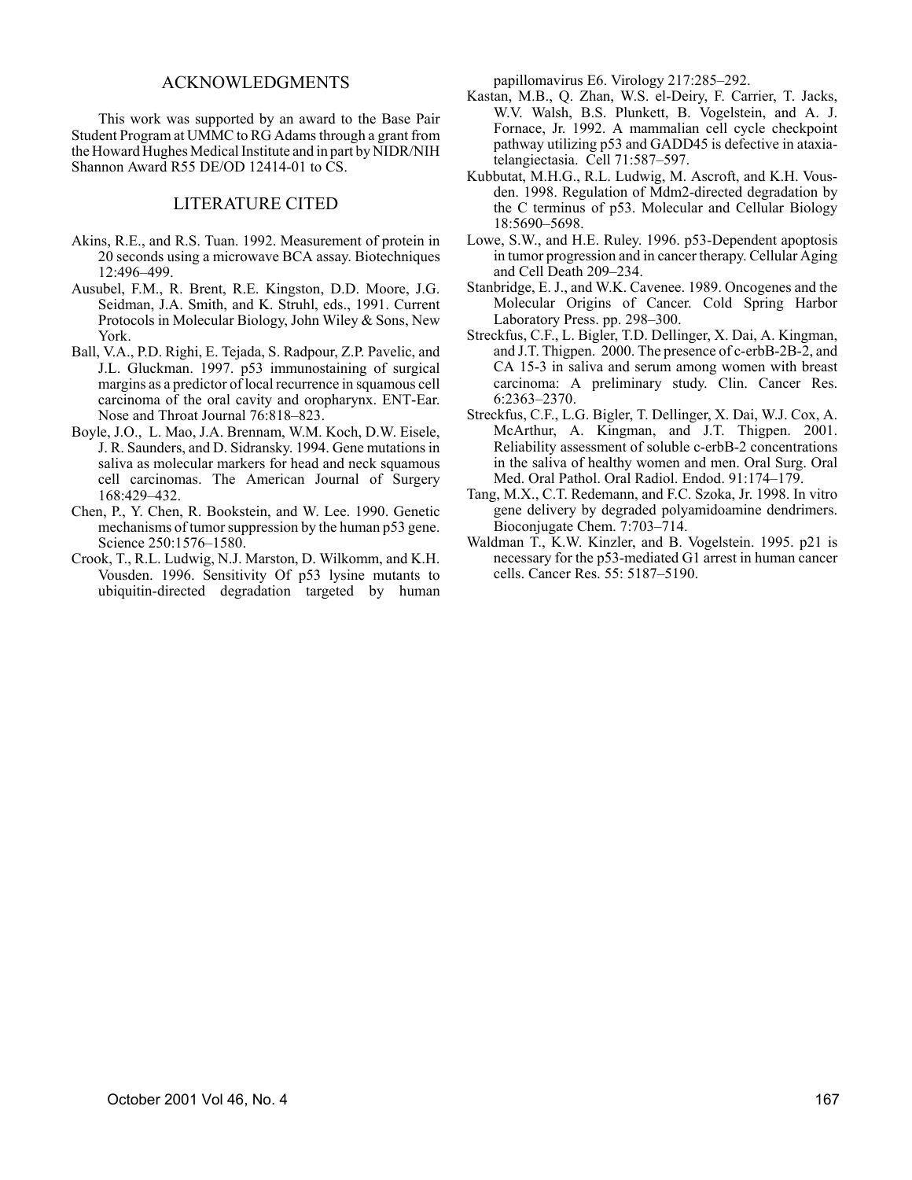## ACKNOWLEDGMENTS

This work was supported by an award to the Base Pair Student Program at UMMC to RG Adams through a grant from the Howard Hughes Medical Institute and in part by NIDR/NIH Shannon Award R55 DE/OD 12414-01 to CS.

## LITERATURE CITED

Akins, R.E., and R.S. Tuan. 1992. Measurement of protein in 20 seconds using a microwave BCA assay. Biotechniques 12:496–499.

Ausubel, F.M., R. Brent, R.E. Kingston, D.D. Moore, J.G. Seidman, J.A. Smith, and K. Struhl, eds., 1991. Current Protocols in Molecular Biology, John Wiley & Sons, New York.

Ball, V.A., P.D. Righi, E. Tejada, S. Radpour, Z.P. Pavelic, and J.L. Gluckman. 1997. p53 immunostaining of surgical margins as a predictor of local recurrence in squamous cell carcinoma of the oral cavity and oropharynx. ENT-Ear. Nose and Throat Journal 76:818–823.

Boyle, J.O., L. Mao, J.A. Brennam, W.M. Koch, D.W. Eisele, J. R. Saunders, and D. Sidransky. 1994. Gene mutations in saliva as molecular markers for head and neck squamous cell carcinomas. The American Journal of Surgery 168:429–432.

Chen, P., Y. Chen, R. Bookstein, and W. Lee. 1990. Genetic mechanisms of tumor suppression by the human p53 gene. Science 250:1576–1580.

Crook, T., R.L. Ludwig, N.J. Marston, D. Wilkomm, and K.H. Vousden. 1996. Sensitivity Of p53 lysine mutants to ubiquitin-directed degradation targeted by human papillomavirus E6. Virology 217:285–292.

Kastan, M.B., Q. Zhan, W.S. el-Deiry, F. Carrier, T. Jacks, W.V. Walsh, B.S. Plunkett, B. Vogelstein, and A. J. Fornace, Jr. 1992. A mammalian cell cycle checkpoint pathway utilizing p53 and GADD45 is defective in ataxia-telangiectasia. Cell 71:587–597.

Kubbutat, M.H.G., R.L. Ludwig, M. Ascroft, and K.H. Vousden. 1998. Regulation of Mdm2-directed degradation by the C terminus of p53. Molecular and Cellular Biology 18:5690–5698.

Lowe, S.W., and H.E. Ruley. 1996. p53-Dependent apoptosis in tumor progression and in cancer therapy. Cellular Aging and Cell Death 209–234.

Stanbridge, E. J., and W.K. Cavenee. 1989. Oncogenes and the Molecular Origins of Cancer. Cold Spring Harbor Laboratory Press. pp. 298–300.

Streckfus, C.F., L. Bigler, T.D. Dellinger, X. Dai, A. Kingman, and J.T. Thigpen. 2000. The presence of c-erbB-2B-2, and CA 15-3 in saliva and serum among women with breast carcinoma: A preliminary study. Clin. Cancer Res. 6:2363–2370.

Streckfus, C.F., L.G. Bigler, T. Dellinger, X. Dai, W.J. Cox, A. McArthur, A. Kingman, and J.T. Thigpen. 2001. Reliability assessment of soluble c-erbB-2 concentrations in the saliva of healthy women and men. Oral Surg. Oral Med. Oral Pathol. Oral Radiol. Endod. 91:174–179.

Tang, M.X., C.T. Redemann, and F.C. Szoka, Jr. 1998. In vitro gene delivery by degraded polyamidoamine dendrimers. Bioconjugate Chem. 7:703–714.

Waldman T., K.W. Kinzler, and B. Vogelstein. 1995. p21 is necessary for the p53-mediated G1 arrest in human cancer cells. Cancer Res. 55: 5187–5190.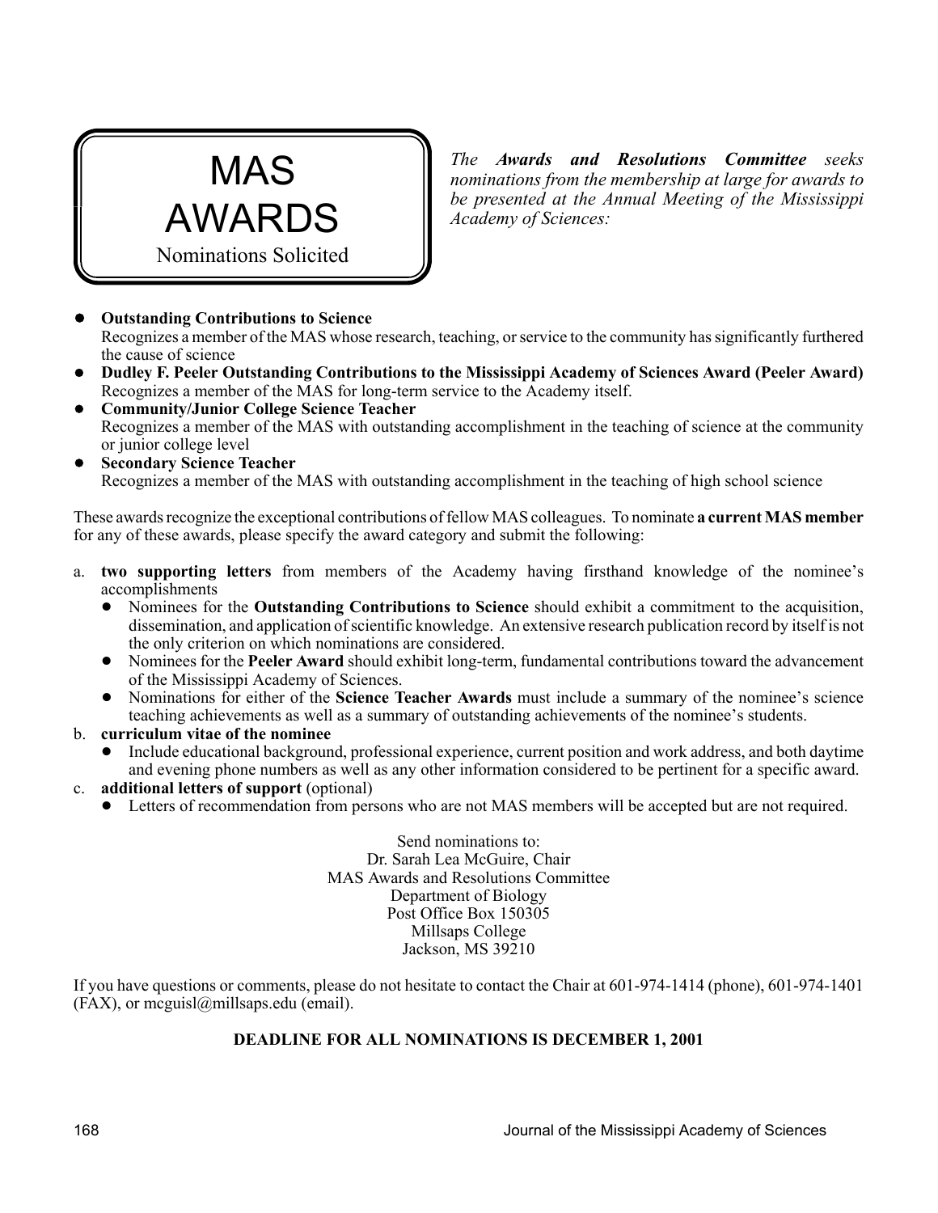# MAS AWARDS

Nominations Solicited

*The **Awards and Resolutions Committee** seeks nominations from the membership at large for awards to be presented at the Annual Meeting of the Mississippi Academy of Sciences:*

- **Outstanding Contributions to Science**
  Recognizes a member of the MAS whose research, teaching, or service to the community has significantly furthered the cause of science
- **Dudley F. Peeler Outstanding Contributions to the Mississippi Academy of Sciences Award (Peeler Award)**
  Recognizes a member of the MAS for long-term service to the Academy itself.
- **Community/Junior College Science Teacher**
  Recognizes a member of the MAS with outstanding accomplishment in the teaching of science at the community or junior college level
- **Secondary Science Teacher**
  Recognizes a member of the MAS with outstanding accomplishment in the teaching of high school science

These awards recognize the exceptional contributions of fellow MAS colleagues. To nominate **a current MAS member** for any of these awards, please specify the award category and submit the following:

a. **two supporting letters** from members of the Academy having firsthand knowledge of the nominee's accomplishments
   - Nominees for the **Outstanding Contributions to Science** should exhibit a commitment to the acquisition, dissemination, and application of scientific knowledge. An extensive research publication record by itself is not the only criterion on which nominations are considered.
   - Nominees for the **Peeler Award** should exhibit long-term, fundamental contributions toward the advancement of the Mississippi Academy of Sciences.
   - Nominations for either of the **Science Teacher Awards** must include a summary of the nominee's science teaching achievements as well as a summary of outstanding achievements of the nominee's students.

b. **curriculum vitae of the nominee**
   - Include educational background, professional experience, current position and work address, and both daytime and evening phone numbers as well as any other information considered to be pertinent for a specific award.

c. **additional letters of support** (optional)
   - Letters of recommendation from persons who are not MAS members will be accepted but are not required.

Send nominations to:
Dr. Sarah Lea McGuire, Chair
MAS Awards and Resolutions Committee
Department of Biology
Post Office Box 150305
Millsaps College
Jackson, MS 39210

If you have questions or comments, please do not hesitate to contact the Chair at 601-974-1414 (phone), 601-974-1401 (FAX), or mcguisl@millsaps.edu (email).

**DEADLINE FOR ALL NOMINATIONS IS DECEMBER 1, 2001**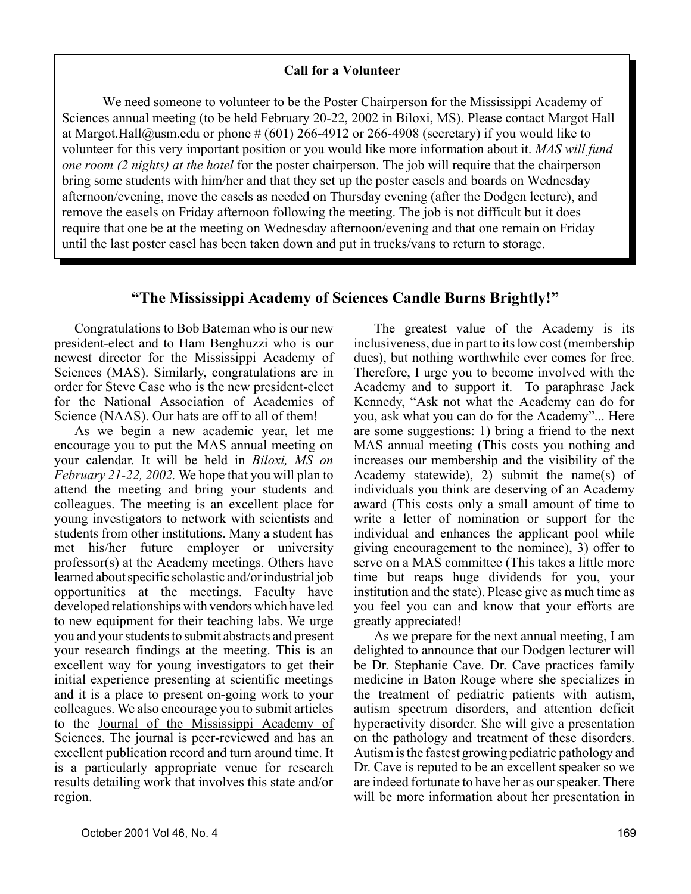**Call for a Volunteer**

We need someone to volunteer to be the Poster Chairperson for the Mississippi Academy of Sciences annual meeting (to be held February 20-22, 2002 in Biloxi, MS). Please contact Margot Hall at Margot.Hall@usm.edu or phone # (601) 266-4912 or 266-4908 (secretary) if you would like to volunteer for this very important position or you would like more information about it. *MAS will fund one room (2 nights) at the hotel* for the poster chairperson. The job will require that the chairperson bring some students with him/her and that they set up the poster easels and boards on Wednesday afternoon/evening, move the easels as needed on Thursday evening (after the Dodgen lecture), and remove the easels on Friday afternoon following the meeting. The job is not difficult but it does require that one be at the meeting on Wednesday afternoon/evening and that one remain on Friday until the last poster easel has been taken down and put in trucks/vans to return to storage.

## "The Mississippi Academy of Sciences Candle Burns Brightly!"

Congratulations to Bob Bateman who is our new president-elect and to Ham Benghuzzi who is our newest director for the Mississippi Academy of Sciences (MAS). Similarly, congratulations are in order for Steve Case who is the new president-elect for the National Association of Academies of Science (NAAS). Our hats are off to all of them!

As we begin a new academic year, let me encourage you to put the MAS annual meeting on your calendar. It will be held in *Biloxi, MS on February 21-22, 2002.* We hope that you will plan to attend the meeting and bring your students and colleagues. The meeting is an excellent place for young investigators to network with scientists and students from other institutions. Many a student has met his/her future employer or university professor(s) at the Academy meetings. Others have learned about specific scholastic and/or industrial job opportunities at the meetings. Faculty have developed relationships with vendors which have led to new equipment for their teaching labs. We urge you and your students to submit abstracts and present your research findings at the meeting. This is an excellent way for young investigators to get their initial experience presenting at scientific meetings and it is a place to present on-going work to your colleagues. We also encourage you to submit articles to the Journal of the Mississippi Academy of Sciences. The journal is peer-reviewed and has an excellent publication record and turn around time. It is a particularly appropriate venue for research results detailing work that involves this state and/or region.

The greatest value of the Academy is its inclusiveness, due in part to its low cost (membership dues), but nothing worthwhile ever comes for free. Therefore, I urge you to become involved with the Academy and to support it. To paraphrase Jack Kennedy, "Ask not what the Academy can do for you, ask what you can do for the Academy"... Here are some suggestions: 1) bring a friend to the next MAS annual meeting (This costs you nothing and increases our membership and the visibility of the Academy statewide), 2) submit the name(s) of individuals you think are deserving of an Academy award (This costs only a small amount of time to write a letter of nomination or support for the individual and enhances the applicant pool while giving encouragement to the nominee), 3) offer to serve on a MAS committee (This takes a little more time but reaps huge dividends for you, your institution and the state). Please give as much time as you feel you can and know that your efforts are greatly appreciated!

As we prepare for the next annual meeting, I am delighted to announce that our Dodgen lecturer will be Dr. Stephanie Cave. Dr. Cave practices family medicine in Baton Rouge where she specializes in the treatment of pediatric patients with autism, autism spectrum disorders, and attention deficit hyperactivity disorder. She will give a presentation on the pathology and treatment of these disorders. Autism is the fastest growing pediatric pathology and Dr. Cave is reputed to be an excellent speaker so we are indeed fortunate to have her as our speaker. There will be more information about her presentation in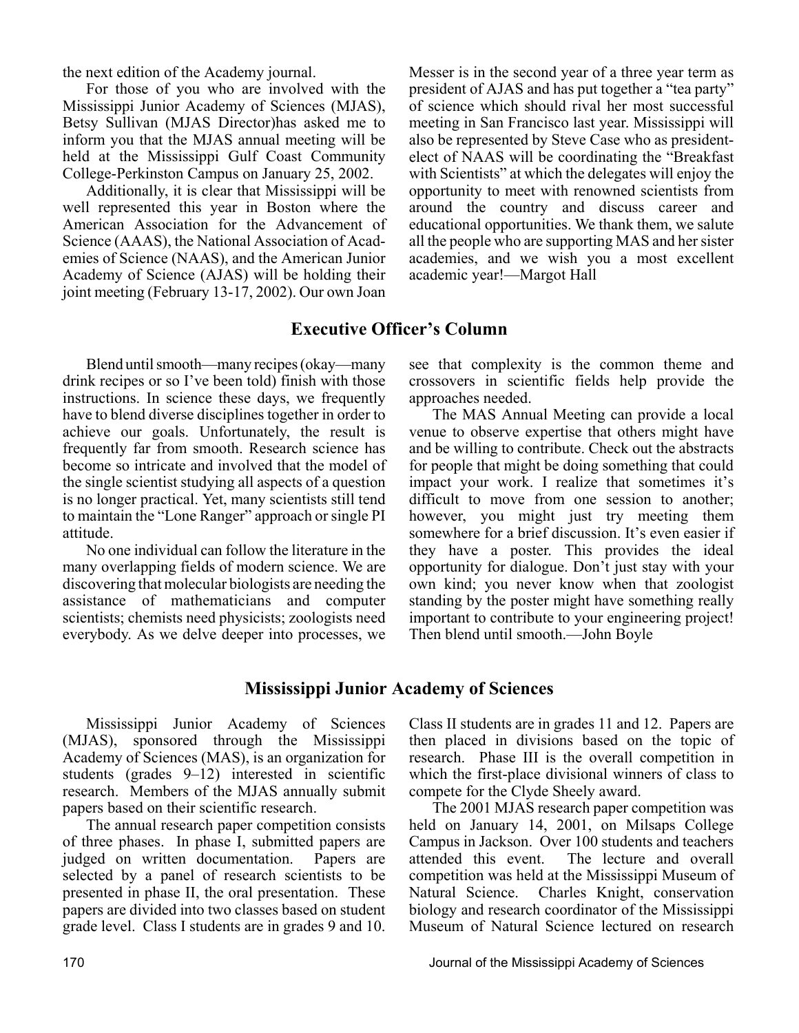the next edition of the Academy journal.

For those of you who are involved with the Mississippi Junior Academy of Sciences (MJAS), Betsy Sullivan (MJAS Director)has asked me to inform you that the MJAS annual meeting will be held at the Mississippi Gulf Coast Community College-Perkinston Campus on January 25, 2002.

Additionally, it is clear that Mississippi will be well represented this year in Boston where the American Association for the Advancement of Science (AAAS), the National Association of Academies of Science (NAAS), and the American Junior Academy of Science (AJAS) will be holding their joint meeting (February 13-17, 2002). Our own Joan Messer is in the second year of a three year term as president of AJAS and has put together a "tea party" of science which should rival her most successful meeting in San Francisco last year. Mississippi will also be represented by Steve Case who as president-elect of NAAS will be coordinating the "Breakfast with Scientists" at which the delegates will enjoy the opportunity to meet with renowned scientists from around the country and discuss career and educational opportunities. We thank them, we salute all the people who are supporting MAS and her sister academies, and we wish you a most excellent academic year!—Margot Hall

## Executive Officer's Column

Blend until smooth—many recipes (okay—many drink recipes or so I've been told) finish with those instructions. In science these days, we frequently have to blend diverse disciplines together in order to achieve our goals. Unfortunately, the result is frequently far from smooth. Research science has become so intricate and involved that the model of the single scientist studying all aspects of a question is no longer practical. Yet, many scientists still tend to maintain the "Lone Ranger" approach or single PI attitude.

No one individual can follow the literature in the many overlapping fields of modern science. We are discovering that molecular biologists are needing the assistance of mathematicians and computer scientists; chemists need physicists; zoologists need everybody. As we delve deeper into processes, we see that complexity is the common theme and crossovers in scientific fields help provide the approaches needed.

The MAS Annual Meeting can provide a local venue to observe expertise that others might have and be willing to contribute. Check out the abstracts for people that might be doing something that could impact your work. I realize that sometimes it's difficult to move from one session to another; however, you might just try meeting them somewhere for a brief discussion. It's even easier if they have a poster. This provides the ideal opportunity for dialogue. Don't just stay with your own kind; you never know when that zoologist standing by the poster might have something really important to contribute to your engineering project! Then blend until smooth.—John Boyle

## Mississippi Junior Academy of Sciences

Mississippi Junior Academy of Sciences (MJAS), sponsored through the Mississippi Academy of Sciences (MAS), is an organization for students (grades 9–12) interested in scientific research. Members of the MJAS annually submit papers based on their scientific research.

The annual research paper competition consists of three phases. In phase I, submitted papers are judged on written documentation. Papers are selected by a panel of research scientists to be presented in phase II, the oral presentation. These papers are divided into two classes based on student grade level. Class I students are in grades 9 and 10. Class II students are in grades 11 and 12. Papers are then placed in divisions based on the topic of research. Phase III is the overall competition in which the first-place divisional winners of class to compete for the Clyde Sheely award.

The 2001 MJAS research paper competition was held on January 14, 2001, on Milsaps College Campus in Jackson. Over 100 students and teachers attended this event. The lecture and overall competition was held at the Mississippi Museum of Natural Science. Charles Knight, conservation biology and research coordinator of the Mississippi Museum of Natural Science lectured on research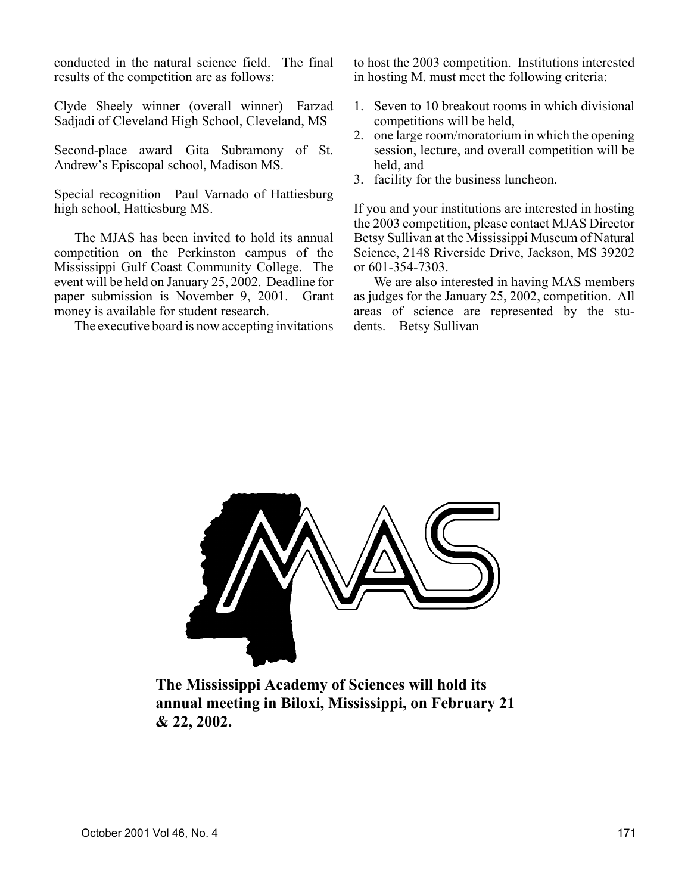conducted in the natural science field. The final results of the competition are as follows:

Clyde Sheely winner (overall winner)—Farzad Sadjadi of Cleveland High School, Cleveland, MS

Second-place award—Gita Subramony of St. Andrew's Episcopal school, Madison MS.

Special recognition—Paul Varnado of Hattiesburg high school, Hattiesburg MS.

The MJAS has been invited to hold its annual competition on the Perkinston campus of the Mississippi Gulf Coast Community College. The event will be held on January 25, 2002. Deadline for paper submission is November 9, 2001. Grant money is available for student research.

The executive board is now accepting invitations to host the 2003 competition. Institutions interested in hosting M. must meet the following criteria:

1. Seven to 10 breakout rooms in which divisional competitions will be held,
2. one large room/moratorium in which the opening session, lecture, and overall competition will be held, and
3. facility for the business luncheon.

If you and your institutions are interested in hosting the 2003 competition, please contact MJAS Director Betsy Sullivan at the Mississippi Museum of Natural Science, 2148 Riverside Drive, Jackson, MS 39202 or 601-354-7303.

We are also interested in having MAS members as judges for the January 25, 2002, competition. All areas of science are represented by the students.—Betsy Sullivan

**The Mississippi Academy of Sciences will hold its annual meeting in Biloxi, Mississippi, on February 21 & 22, 2002.**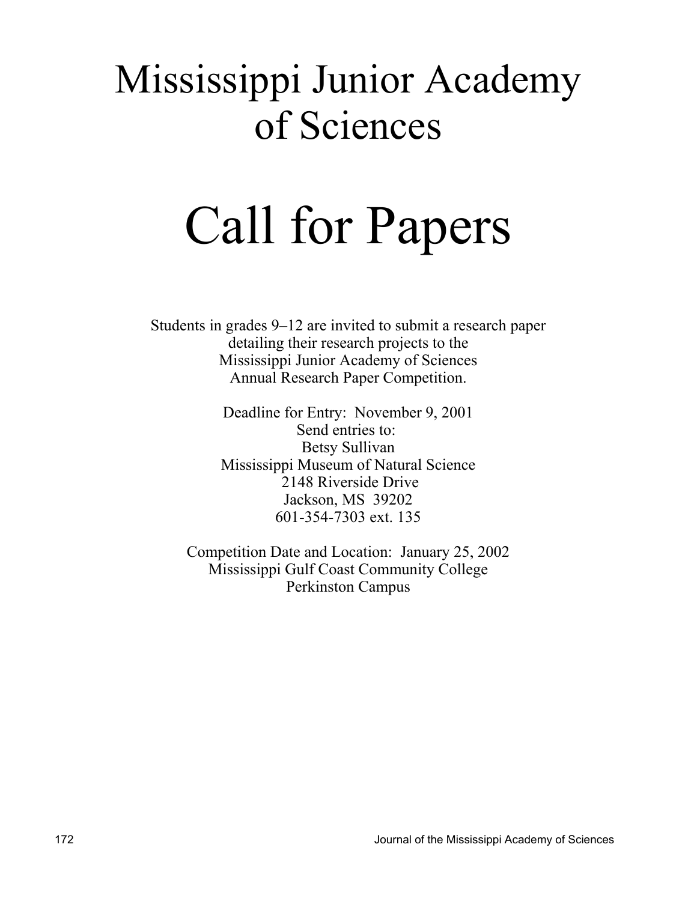# Mississippi Junior Academy of Sciences

# Call for Papers

Students in grades 9–12 are invited to submit a research paper detailing their research projects to the Mississippi Junior Academy of Sciences Annual Research Paper Competition.

Deadline for Entry: November 9, 2001
Send entries to:
Betsy Sullivan
Mississippi Museum of Natural Science
2148 Riverside Drive
Jackson, MS 39202
601-354-7303 ext. 135

Competition Date and Location: January 25, 2002
Mississippi Gulf Coast Community College
Perkinston Campus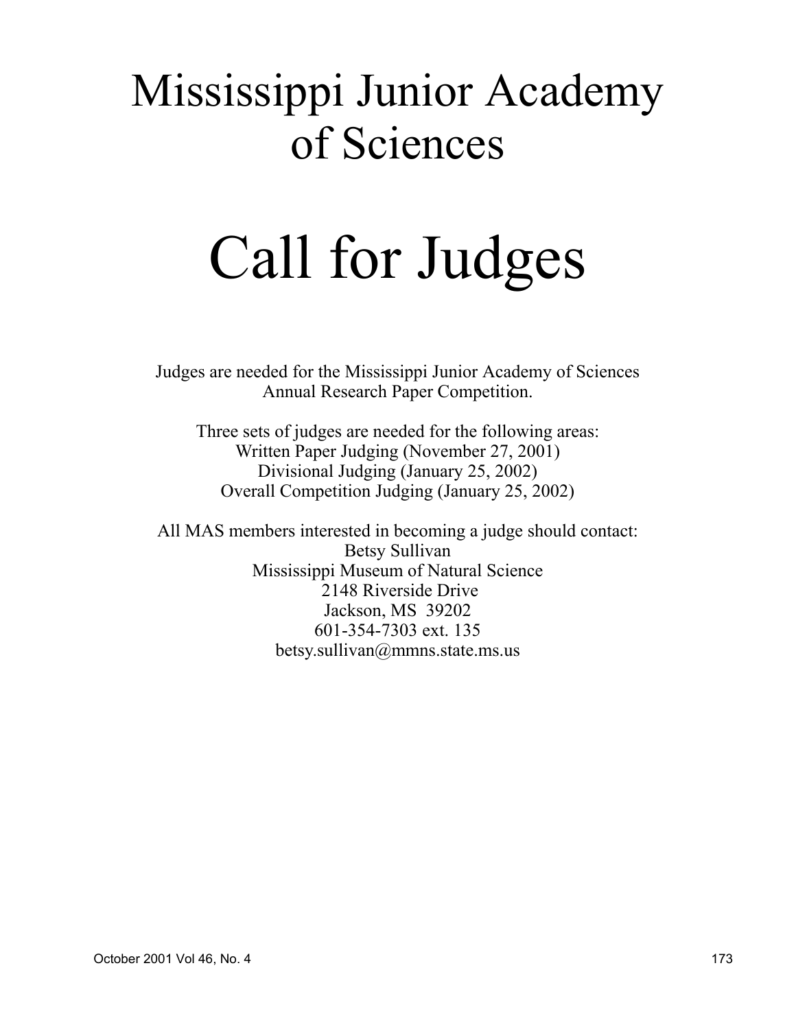# Mississippi Junior Academy of Sciences

# Call for Judges

Judges are needed for the Mississippi Junior Academy of Sciences Annual Research Paper Competition.

Three sets of judges are needed for the following areas:
Written Paper Judging (November 27, 2001)
Divisional Judging (January 25, 2002)
Overall Competition Judging (January 25, 2002)

All MAS members interested in becoming a judge should contact:
Betsy Sullivan
Mississippi Museum of Natural Science
2148 Riverside Drive
Jackson, MS 39202
601-354-7303 ext. 135
betsy.sullivan@mmns.state.ms.us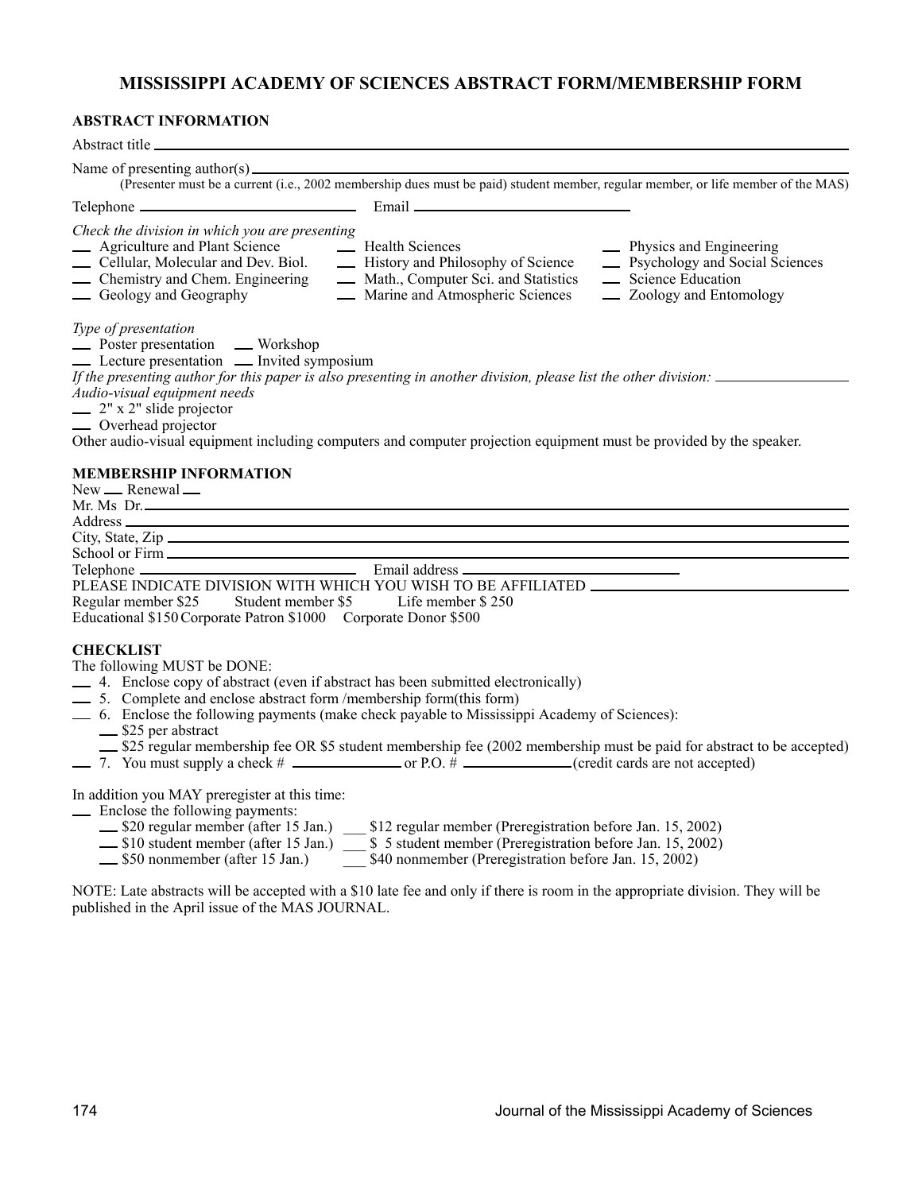# MISSISSIPPI ACADEMY OF SCIENCES ABSTRACT FORM/MEMBERSHIP FORM

**ABSTRACT INFORMATION**

Abstract title ______________________________________________

Name of presenting author(s) ______________________________________________

(Presenter must be a current (i.e., 2002 membership dues must be paid) student member, regular member, or life member of the MAS)

Telephone ____________________ Email ____________________

*Check the division in which you are presenting*

__ Agriculture and Plant Science
__ Cellular, Molecular and Dev. Biol.
__ Chemistry and Chem. Engineering
__ Geology and Geography
__ Health Sciences
__ History and Philosophy of Science
__ Math., Computer Sci. and Statistics
__ Marine and Atmospheric Sciences
__ Physics and Engineering
__ Psychology and Social Sciences
__ Science Education
__ Zoology and Entomology

*Type of presentation*

__ Poster presentation __ Workshop
__ Lecture presentation __ Invited symposium

*If the presenting author for this paper is also presenting in another division, please list the other division:* ____________

*Audio-visual equipment needs*

__ 2" x 2" slide projector
__ Overhead projector

Other audio-visual equipment including computers and computer projection equipment must be provided by the speaker.

**MEMBERSHIP INFORMATION**

New __ Renewal __

Mr. Ms Dr. ______________________________________________

Address ______________________________________________

City, State, Zip ______________________________________________

School or Firm ______________________________________________

Telephone ____________________ Email address ____________________

PLEASE INDICATE DIVISION WITH WHICH YOU WISH TO BE AFFILIATED ____________________

Regular member $25 Student member $5 Life member $ 250

Educational $150 Corporate Patron $1000 Corporate Donor $500

**CHECKLIST**

The following MUST be DONE:

__ 4. Enclose copy of abstract (even if abstract has been submitted electronically)

__ 5. Complete and enclose abstract form /membership form(this form)

__ 6. Enclose the following payments (make check payable to Mississippi Academy of Sciences):

  __ $25 per abstract

  __ $25 regular membership fee OR $5 student membership fee (2002 membership must be paid for abstract to be accepted)

__ 7. You must supply a check # ____________ or P.O. # ____________ (credit cards are not accepted)

In addition you MAY preregister at this time:

__ Enclose the following payments:

  __ $20 regular member (after 15 Jan.) ___ $12 regular member (Preregistration before Jan. 15, 2002)

  __ $10 student member (after 15 Jan.) ___ $ 5 student member (Preregistration before Jan. 15, 2002)

  __ $50 nonmember (after 15 Jan.) ___ $40 nonmember (Preregistration before Jan. 15, 2002)

NOTE: Late abstracts will be accepted with a $10 late fee and only if there is room in the appropriate division. They will be published in the April issue of the MAS JOURNAL.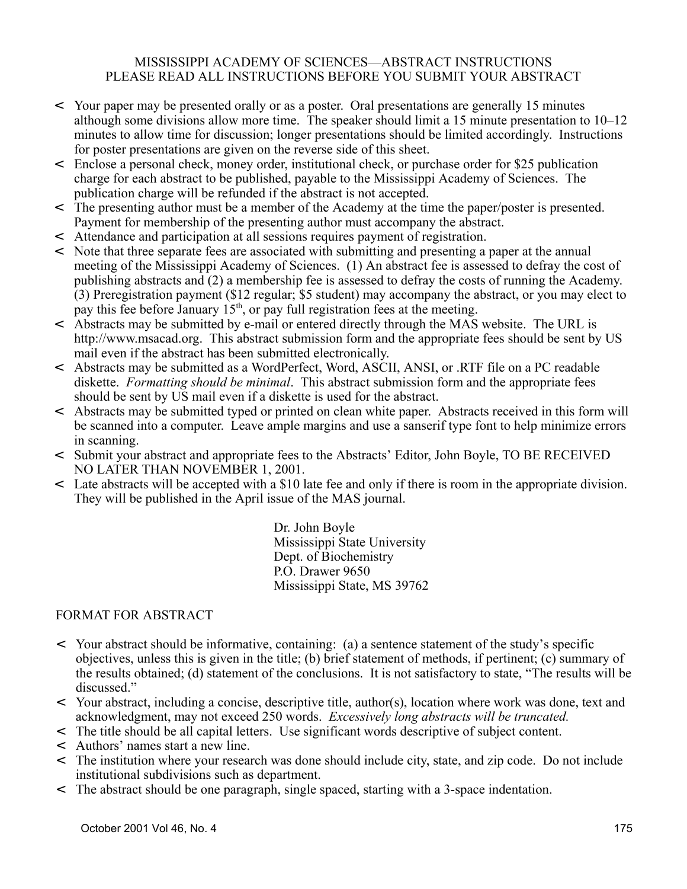# MISSISSIPPI ACADEMY OF SCIENCES—ABSTRACT INSTRUCTIONS

## PLEASE READ ALL INSTRUCTIONS BEFORE YOU SUBMIT YOUR ABSTRACT

- Your paper may be presented orally or as a poster. Oral presentations are generally 15 minutes although some divisions allow more time. The speaker should limit a 15 minute presentation to 10–12 minutes to allow time for discussion; longer presentations should be limited accordingly. Instructions for poster presentations are given on the reverse side of this sheet.
- Enclose a personal check, money order, institutional check, or purchase order for $25 publication charge for each abstract to be published, payable to the Mississippi Academy of Sciences. The publication charge will be refunded if the abstract is not accepted.
- The presenting author must be a member of the Academy at the time the paper/poster is presented. Payment for membership of the presenting author must accompany the abstract.
- Attendance and participation at all sessions requires payment of registration.
- Note that three separate fees are associated with submitting and presenting a paper at the annual meeting of the Mississippi Academy of Sciences. (1) An abstract fee is assessed to defray the cost of publishing abstracts and (2) a membership fee is assessed to defray the costs of running the Academy. (3) Preregistration payment ($12 regular; $5 student) may accompany the abstract, or you may elect to pay this fee before January 15th, or pay full registration fees at the meeting.
- Abstracts may be submitted by e-mail or entered directly through the MAS website. The URL is http://www.msacad.org. This abstract submission form and the appropriate fees should be sent by US mail even if the abstract has been submitted electronically.
- Abstracts may be submitted as a WordPerfect, Word, ASCII, ANSI, or .RTF file on a PC readable diskette. *Formatting should be minimal*. This abstract submission form and the appropriate fees should be sent by US mail even if a diskette is used for the abstract.
- Abstracts may be submitted typed or printed on clean white paper. Abstracts received in this form will be scanned into a computer. Leave ample margins and use a sanserif type font to help minimize errors in scanning.
- Submit your abstract and appropriate fees to the Abstracts' Editor, John Boyle, TO BE RECEIVED NO LATER THAN NOVEMBER 1, 2001.
- Late abstracts will be accepted with a $10 late fee and only if there is room in the appropriate division. They will be published in the April issue of the MAS journal.

Dr. John Boyle
Mississippi State University
Dept. of Biochemistry
P.O. Drawer 9650
Mississippi State, MS 39762

## FORMAT FOR ABSTRACT

- Your abstract should be informative, containing: (a) a sentence statement of the study's specific objectives, unless this is given in the title; (b) brief statement of methods, if pertinent; (c) summary of the results obtained; (d) statement of the conclusions. It is not satisfactory to state, "The results will be discussed."
- Your abstract, including a concise, descriptive title, author(s), location where work was done, text and acknowledgment, may not exceed 250 words. *Excessively long abstracts will be truncated.*
- The title should be all capital letters. Use significant words descriptive of subject content.
- Authors' names start a new line.
- The institution where your research was done should include city, state, and zip code. Do not include institutional subdivisions such as department.
- The abstract should be one paragraph, single spaced, starting with a 3-space indentation.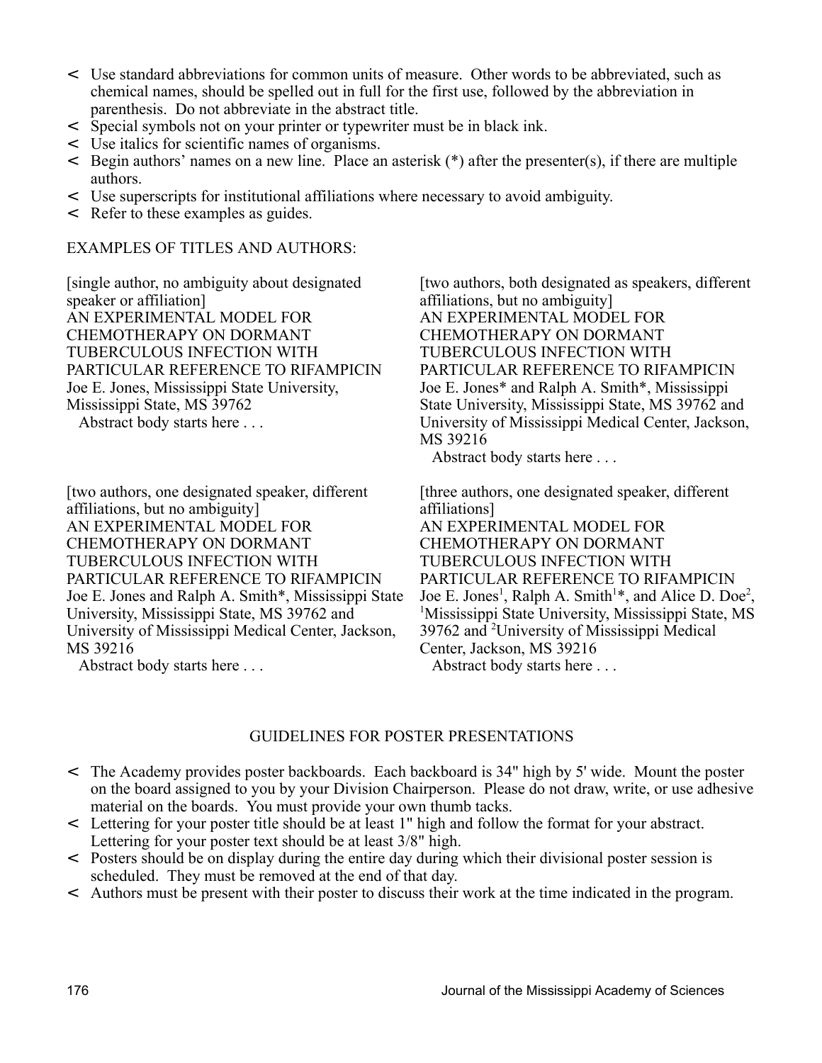- Use standard abbreviations for common units of measure. Other words to be abbreviated, such as chemical names, should be spelled out in full for the first use, followed by the abbreviation in parenthesis. Do not abbreviate in the abstract title.
- Special symbols not on your printer or typewriter must be in black ink.
- Use italics for scientific names of organisms.
- Begin authors' names on a new line. Place an asterisk (*) after the presenter(s), if there are multiple authors.
- Use superscripts for institutional affiliations where necessary to avoid ambiguity.
- Refer to these examples as guides.

EXAMPLES OF TITLES AND AUTHORS:

[single author, no ambiguity about designated speaker or affiliation]
AN EXPERIMENTAL MODEL FOR CHEMOTHERAPY ON DORMANT TUBERCULOUS INFECTION WITH PARTICULAR REFERENCE TO RIFAMPICIN
Joe E. Jones, Mississippi State University, Mississippi State, MS 39762
Abstract body starts here . . .

[two authors, one designated speaker, different affiliations, but no ambiguity]
AN EXPERIMENTAL MODEL FOR CHEMOTHERAPY ON DORMANT TUBERCULOUS INFECTION WITH PARTICULAR REFERENCE TO RIFAMPICIN
Joe E. Jones and Ralph A. Smith*, Mississippi State University, Mississippi State, MS 39762 and University of Mississippi Medical Center, Jackson, MS 39216
Abstract body starts here . . .

[two authors, both designated as speakers, different affiliations, but no ambiguity]
AN EXPERIMENTAL MODEL FOR CHEMOTHERAPY ON DORMANT TUBERCULOUS INFECTION WITH PARTICULAR REFERENCE TO RIFAMPICIN
Joe E. Jones* and Ralph A. Smith*, Mississippi State University, Mississippi State, MS 39762 and University of Mississippi Medical Center, Jackson, MS 39216
Abstract body starts here . . .

[three authors, one designated speaker, different affiliations]
AN EXPERIMENTAL MODEL FOR CHEMOTHERAPY ON DORMANT TUBERCULOUS INFECTION WITH PARTICULAR REFERENCE TO RIFAMPICIN
Joe E. Jones[1], Ralph A. Smith[1]*, and Alice D. Doe[2], [1]Mississippi State University, Mississippi State, MS 39762 and [2]University of Mississippi Medical Center, Jackson, MS 39216
Abstract body starts here . . .

## GUIDELINES FOR POSTER PRESENTATIONS

- The Academy provides poster backboards. Each backboard is 34" high by 5' wide. Mount the poster on the board assigned to you by your Division Chairperson. Please do not draw, write, or use adhesive material on the boards. You must provide your own thumb tacks.
- Lettering for your poster title should be at least 1" high and follow the format for your abstract. Lettering for your poster text should be at least 3/8" high.
- Posters should be on display during the entire day during which their divisional poster session is scheduled. They must be removed at the end of that day.
- Authors must be present with their poster to discuss their work at the time indicated in the program.